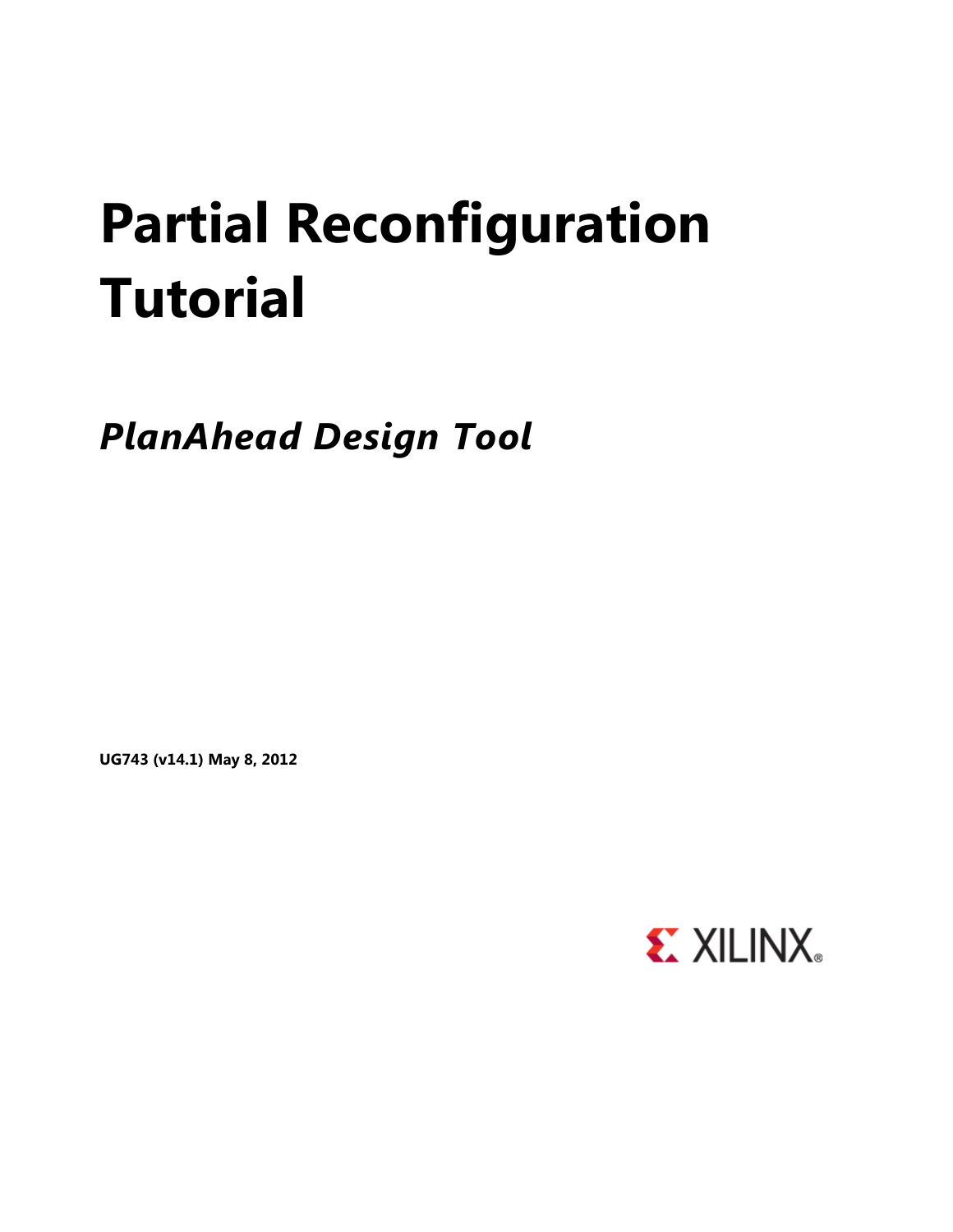# Partial Reconfiguration Tutorial

## *PlanAhead Design Tool*

**UG743 (v14.1) May 8, 2012**

XILINX®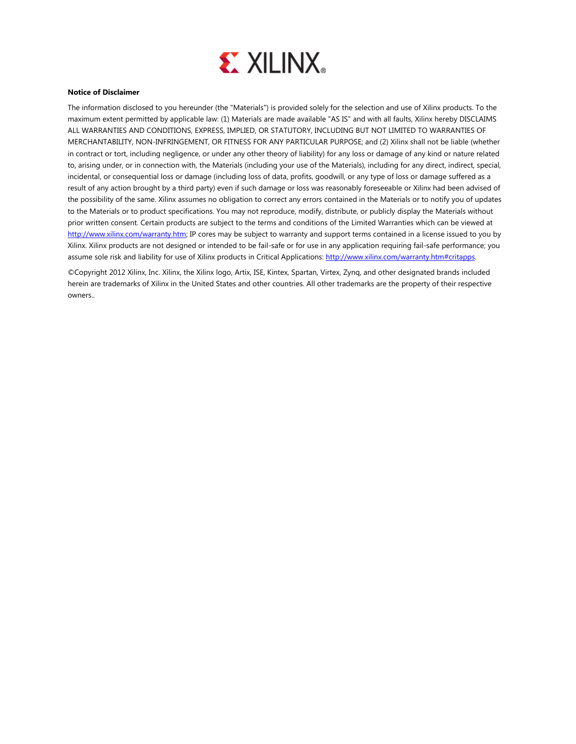**Notice of Disclaimer**

The information disclosed to you hereunder (the "Materials") is provided solely for the selection and use of Xilinx products. To the maximum extent permitted by applicable law: (1) Materials are made available "AS IS" and with all faults, Xilinx hereby DISCLAIMS ALL WARRANTIES AND CONDITIONS, EXPRESS, IMPLIED, OR STATUTORY, INCLUDING BUT NOT LIMITED TO WARRANTIES OF MERCHANTABILITY, NON-INFRINGEMENT, OR FITNESS FOR ANY PARTICULAR PURPOSE; and (2) Xilinx shall not be liable (whether in contract or tort, including negligence, or under any other theory of liability) for any loss or damage of any kind or nature related to, arising under, or in connection with, the Materials (including your use of the Materials), including for any direct, indirect, special, incidental, or consequential loss or damage (including loss of data, profits, goodwill, or any type of loss or damage suffered as a result of any action brought by a third party) even if such damage or loss was reasonably foreseeable or Xilinx had been advised of the possibility of the same. Xilinx assumes no obligation to correct any errors contained in the Materials or to notify you of updates to the Materials or to product specifications. You may not reproduce, modify, distribute, or publicly display the Materials without prior written consent. Certain products are subject to the terms and conditions of the Limited Warranties which can be viewed at http://www.xilinx.com/warranty.htm; IP cores may be subject to warranty and support terms contained in a license issued to you by Xilinx. Xilinx products are not designed or intended to be fail-safe or for use in any application requiring fail-safe performance; you assume sole risk and liability for use of Xilinx products in Critical Applications: http://www.xilinx.com/warranty.htm#critapps.

©Copyright 2012 Xilinx, Inc. Xilinx, the Xilinx logo, Artix, ISE, Kintex, Spartan, Virtex, Zynq, and other designated brands included herein are trademarks of Xilinx in the United States and other countries. All other trademarks are the property of their respective owners..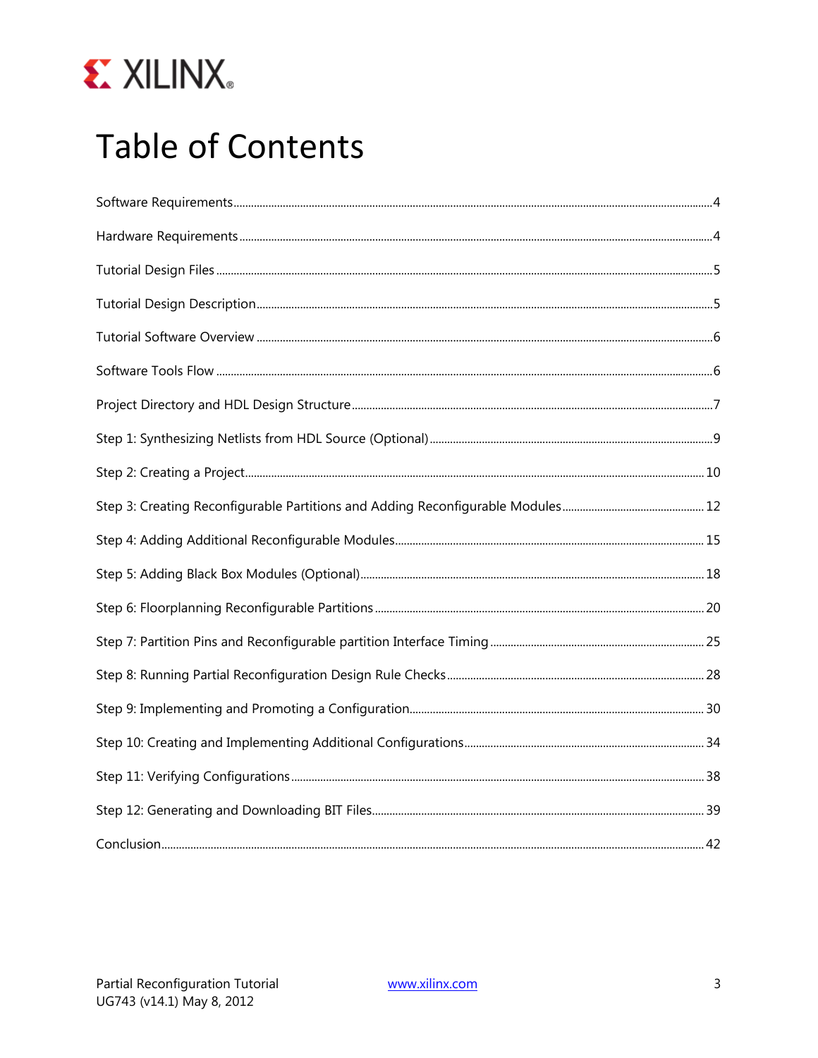# Table of Contents

Software Requirements ........ 4

Hardware Requirements ........ 4

Tutorial Design Files ........ 5

Tutorial Design Description ........ 5

Tutorial Software Overview ........ 6

Software Tools Flow ........ 6

Project Directory and HDL Design Structure ........ 7

Step 1: Synthesizing Netlists from HDL Source (Optional) ........ 9

Step 2: Creating a Project ........ 10

Step 3: Creating Reconfigurable Partitions and Adding Reconfigurable Modules ........ 12

Step 4: Adding Additional Reconfigurable Modules ........ 15

Step 5: Adding Black Box Modules (Optional) ........ 18

Step 6: Floorplanning Reconfigurable Partitions ........ 20

Step 7: Partition Pins and Reconfigurable partition Interface Timing ........ 25

Step 8: Running Partial Reconfiguration Design Rule Checks ........ 28

Step 9: Implementing and Promoting a Configuration ........ 30

Step 10: Creating and Implementing Additional Configurations ........ 34

Step 11: Verifying Configurations ........ 38

Step 12: Generating and Downloading BIT Files ........ 39

Conclusion ........ 42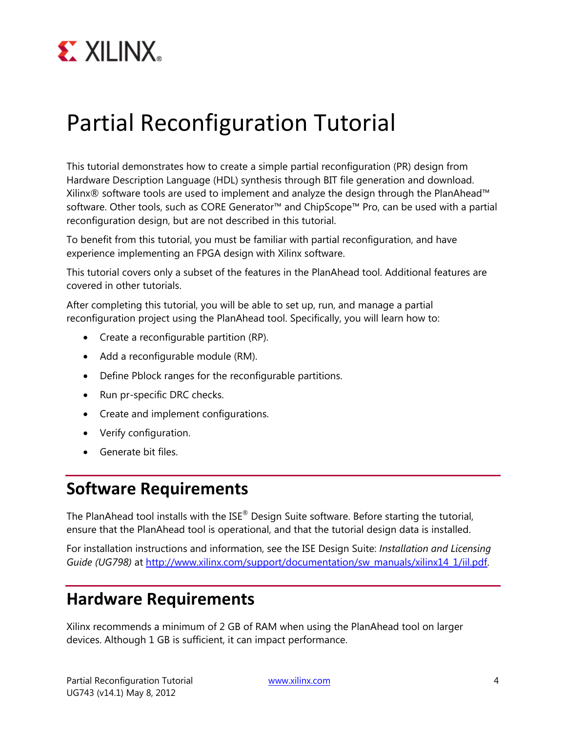# Partial Reconfiguration Tutorial

This tutorial demonstrates how to create a simple partial reconfiguration (PR) design from Hardware Description Language (HDL) synthesis through BIT file generation and download. Xilinx® software tools are used to implement and analyze the design through the PlanAhead™ software. Other tools, such as CORE Generator™ and ChipScope™ Pro, can be used with a partial reconfiguration design, but are not described in this tutorial.

To benefit from this tutorial, you must be familiar with partial reconfiguration, and have experience implementing an FPGA design with Xilinx software.

This tutorial covers only a subset of the features in the PlanAhead tool. Additional features are covered in other tutorials.

After completing this tutorial, you will be able to set up, run, and manage a partial reconfiguration project using the PlanAhead tool. Specifically, you will learn how to:

- Create a reconfigurable partition (RP).
- Add a reconfigurable module (RM).
- Define Pblock ranges for the reconfigurable partitions.
- Run pr-specific DRC checks.
- Create and implement configurations.
- Verify configuration.
- Generate bit files.

## Software Requirements

The PlanAhead tool installs with the ISE® Design Suite software. Before starting the tutorial, ensure that the PlanAhead tool is operational, and that the tutorial design data is installed.

For installation instructions and information, see the ISE Design Suite: *Installation and Licensing Guide (UG798)* at http://www.xilinx.com/support/documentation/sw_manuals/xilinx14_1/iil.pdf.

## Hardware Requirements

Xilinx recommends a minimum of 2 GB of RAM when using the PlanAhead tool on larger devices. Although 1 GB is sufficient, it can impact performance.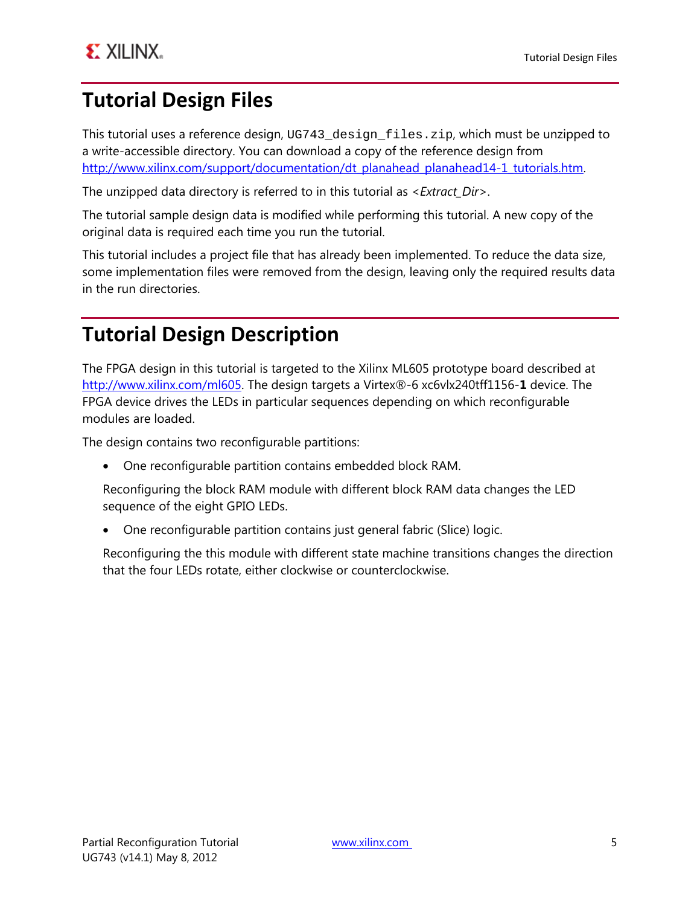# Tutorial Design Files

This tutorial uses a reference design, `UG743_design_files.zip`, which must be unzipped to a write-accessible directory. You can download a copy of the reference design from [http://www.xilinx.com/support/documentation/dt_planahead_planahead14-1_tutorials.htm](http://www.xilinx.com/support/documentation/dt_planahead_planahead14-1_tutorials.htm).

The unzipped data directory is referred to in this tutorial as *<Extract_Dir>*.

The tutorial sample design data is modified while performing this tutorial. A new copy of the original data is required each time you run the tutorial.

This tutorial includes a project file that has already been implemented. To reduce the data size, some implementation files were removed from the design, leaving only the required results data in the run directories.

# Tutorial Design Description

The FPGA design in this tutorial is targeted to the Xilinx ML605 prototype board described at [http://www.xilinx.com/ml605](http://www.xilinx.com/ml605). The design targets a Virtex®-6 xc6vlx240tff1156-**1** device. The FPGA device drives the LEDs in particular sequences depending on which reconfigurable modules are loaded.

The design contains two reconfigurable partitions:

- One reconfigurable partition contains embedded block RAM.

  Reconfiguring the block RAM module with different block RAM data changes the LED sequence of the eight GPIO LEDs.

- One reconfigurable partition contains just general fabric (Slice) logic.

  Reconfiguring the this module with different state machine transitions changes the direction that the four LEDs rotate, either clockwise or counterclockwise.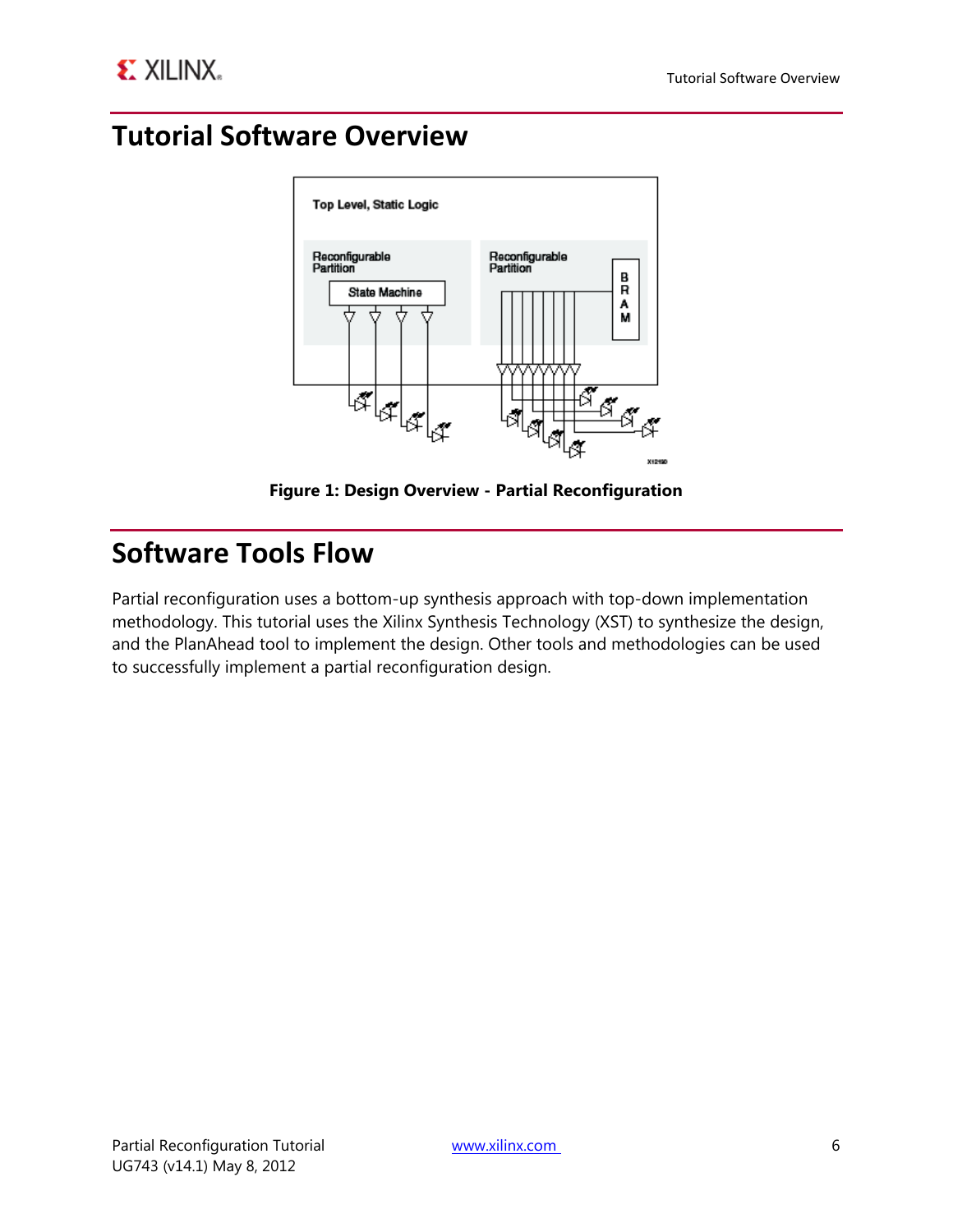# Tutorial Software Overview

Figure 1: Design Overview - Partial Reconfiguration

# Software Tools Flow

Partial reconfiguration uses a bottom-up synthesis approach with top-down implementation methodology. This tutorial uses the Xilinx Synthesis Technology (XST) to synthesize the design, and the PlanAhead tool to implement the design. Other tools and methodologies can be used to successfully implement a partial reconfiguration design.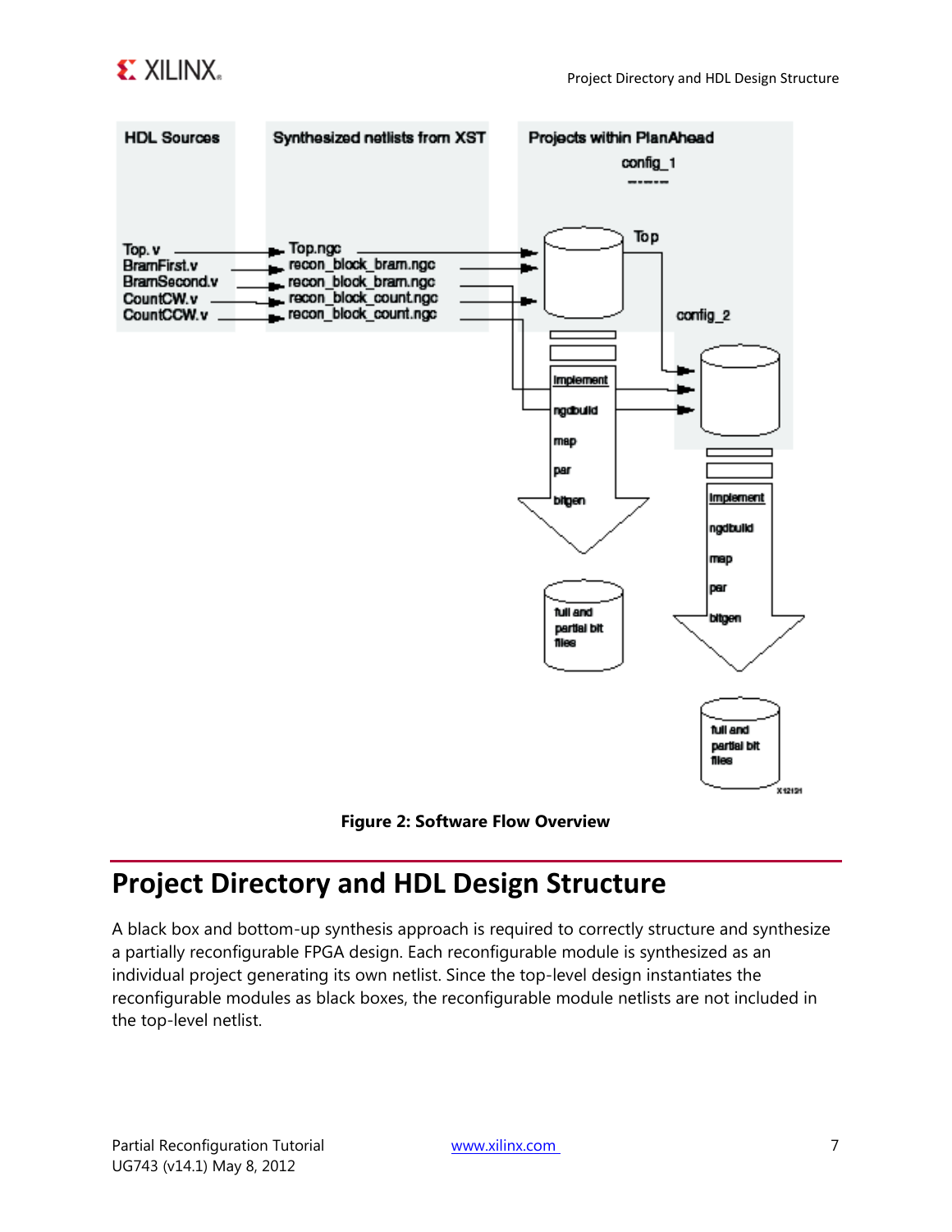Figure 2: Software Flow Overview

## Project Directory and HDL Design Structure

A black box and bottom-up synthesis approach is required to correctly structure and synthesize a partially reconfigurable FPGA design. Each reconfigurable module is synthesized as an individual project generating its own netlist. Since the top-level design instantiates the reconfigurable modules as black boxes, the reconfigurable module netlists are not included in the top-level netlist.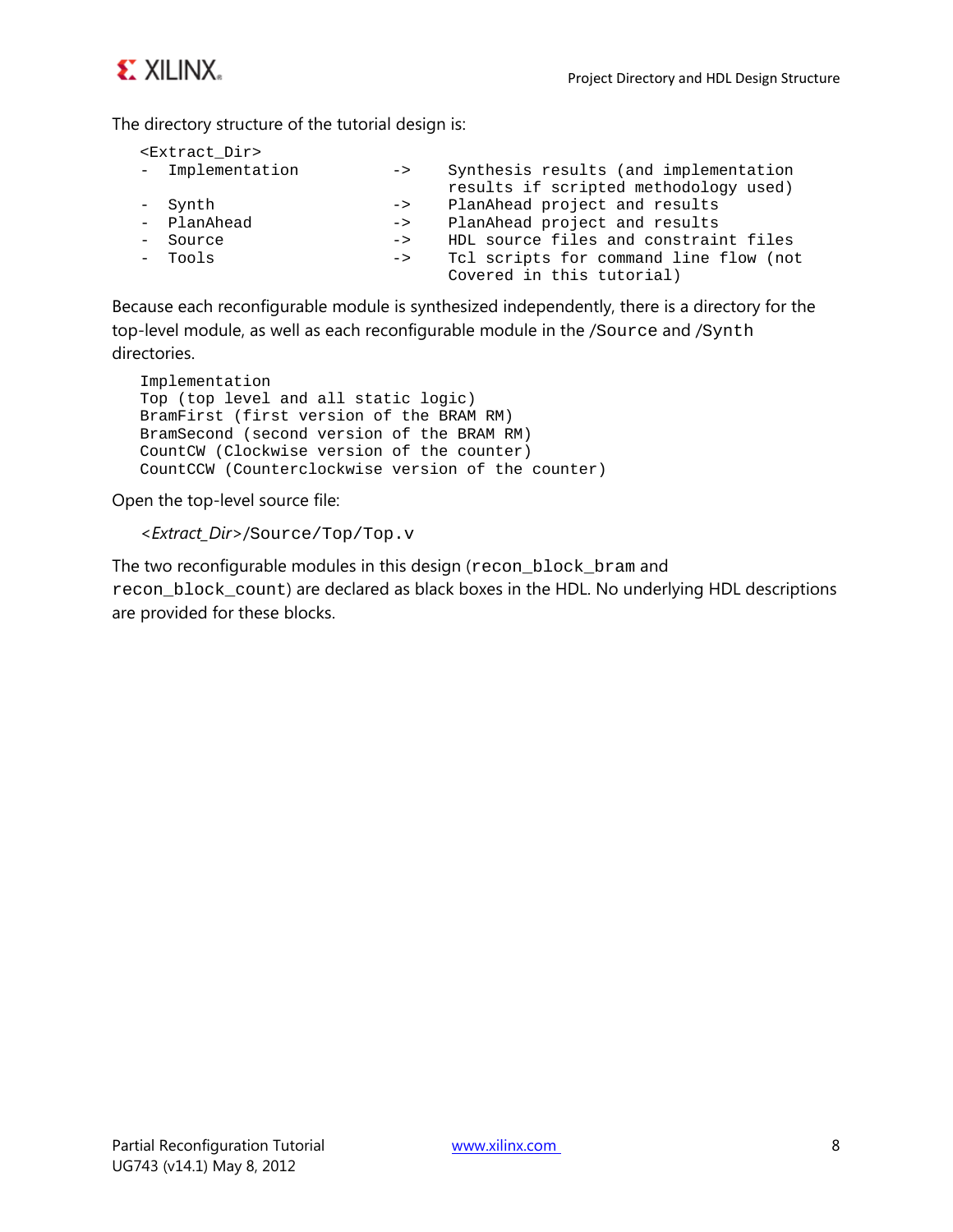The directory structure of the tutorial design is:

```
<Extract_Dir>
-  Implementation          ->    Synthesis results (and implementation
                                 results if scripted methodology used)
-  Synth                   ->    PlanAhead project and results
-  PlanAhead               ->    PlanAhead project and results
-  Source                  ->    HDL source files and constraint files
-  Tools                   ->    Tcl scripts for command line flow (not
                                 Covered in this tutorial)
```

Because each reconfigurable module is synthesized independently, there is a directory for the top-level module, as well as each reconfigurable module in the `/Source` and `/Synth` directories.

```
Implementation
Top (top level and all static logic)
BramFirst (first version of the BRAM RM)
BramSecond (second version of the BRAM RM)
CountCW (Clockwise version of the counter)
CountCCW (Counterclockwise version of the counter)
```

Open the top-level source file:

*<Extract_Dir>*`/Source/Top/Top.v`

The two reconfigurable modules in this design (`recon_block_bram` and `recon_block_count`) are declared as black boxes in the HDL. No underlying HDL descriptions are provided for these blocks.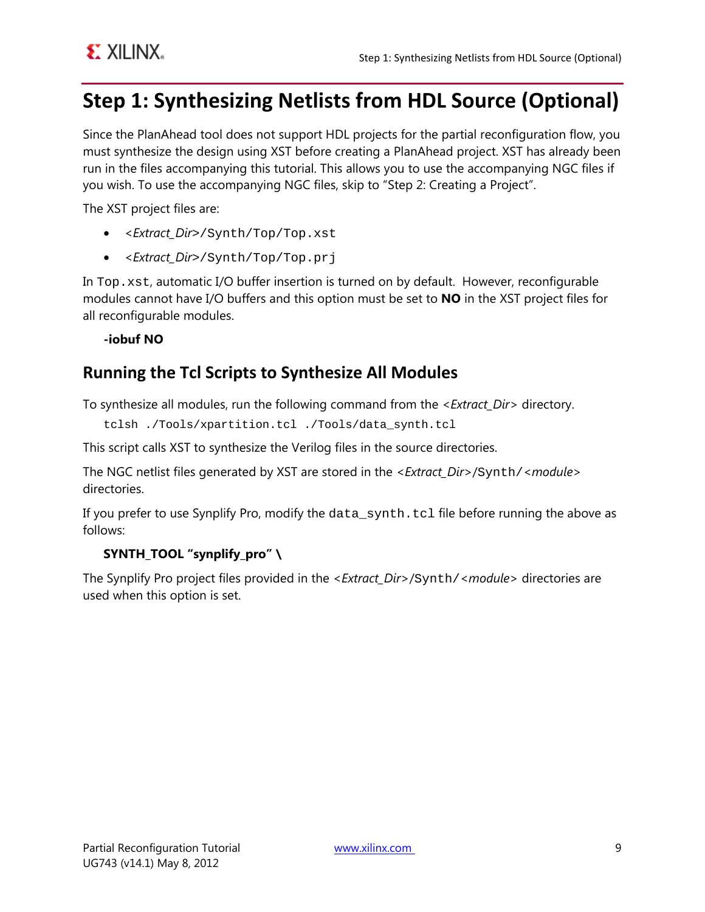# Step 1: Synthesizing Netlists from HDL Source (Optional)

Since the PlanAhead tool does not support HDL projects for the partial reconfiguration flow, you must synthesize the design using XST before creating a PlanAhead project. XST has already been run in the files accompanying this tutorial. This allows you to use the accompanying NGC files if you wish. To use the accompanying NGC files, skip to "Step 2: Creating a Project".

The XST project files are:

- *<Extract_Dir>*`/Synth/Top/Top.xst`
- *<Extract_Dir>*`/Synth/Top/Top.prj`

In `Top.xst`, automatic I/O buffer insertion is turned on by default. However, reconfigurable modules cannot have I/O buffers and this option must be set to **NO** in the XST project files for all reconfigurable modules.

**-iobuf NO**

## Running the Tcl Scripts to Synthesize All Modules

To synthesize all modules, run the following command from the *<Extract_Dir>* directory.

```
tclsh ./Tools/xpartition.tcl ./Tools/data_synth.tcl
```

This script calls XST to synthesize the Verilog files in the source directories.

The NGC netlist files generated by XST are stored in the *<Extract_Dir>*`/Synth/`*<module>* directories.

If you prefer to use Synplify Pro, modify the `data_synth.tcl` file before running the above as follows:

**SYNTH_TOOL "synplify_pro" \**

The Synplify Pro project files provided in the *<Extract_Dir>*`/Synth/`*<module>* directories are used when this option is set.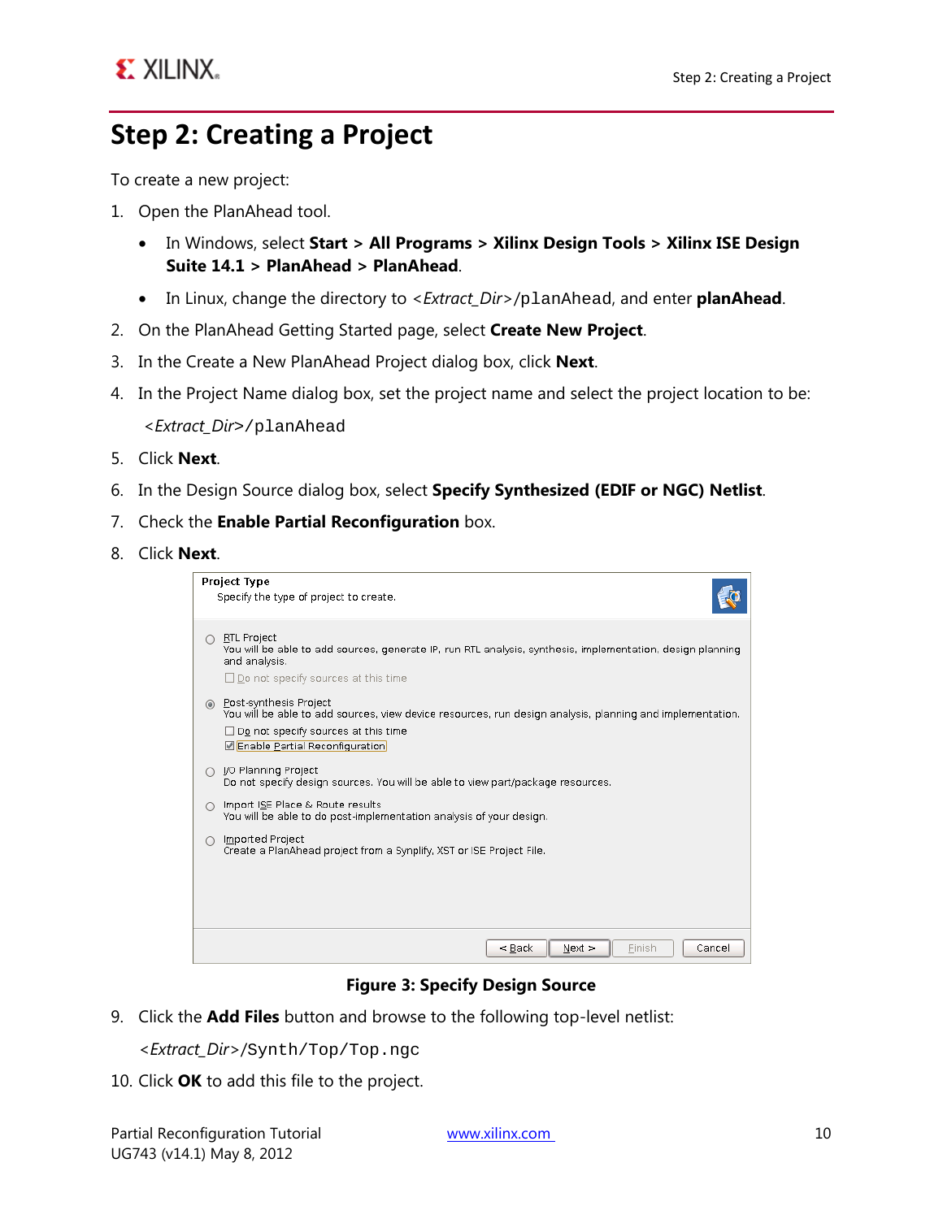# Step 2: Creating a Project

To create a new project:

1. Open the PlanAhead tool.
   - In Windows, select **Start > All Programs > Xilinx Design Tools > Xilinx ISE Design Suite 14.1 > PlanAhead > PlanAhead**.
   - In Linux, change the directory to *<Extract_Dir>*`/planAhead`, and enter **planAhead**.
2. On the PlanAhead Getting Started page, select **Create New Project**.
3. In the Create a New PlanAhead Project dialog box, click **Next**.
4. In the Project Name dialog box, set the project name and select the project location to be:

   *<Extract_Dir>*`/planAhead`
5. Click **Next**.
6. In the Design Source dialog box, select **Specify Synthesized (EDIF or NGC) Netlist**.
7. Check the **Enable Partial Reconfiguration** box.
8. Click **Next**.

**Figure 3: Specify Design Source**

9. Click the **Add Files** button and browse to the following top-level netlist:

   *<Extract_Dir>*`/Synth/Top/Top.ngc`
10. Click **OK** to add this file to the project.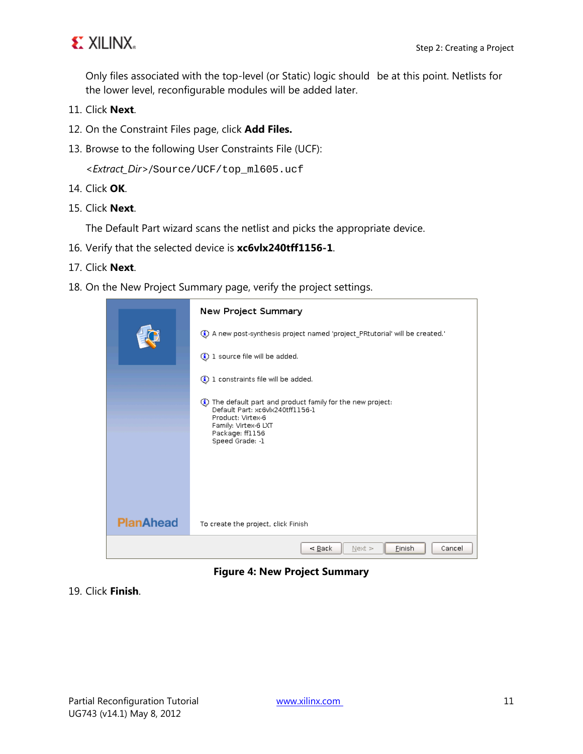Only files associated with the top-level (or Static) logic should be at this point. Netlists for the lower level, reconfigurable modules will be added later.

11. Click **Next**.
12. On the Constraint Files page, click **Add Files.**
13. Browse to the following User Constraints File (UCF):

    *<Extract_Dir>*`/Source/UCF/top_ml605.ucf`

14. Click **OK**.
15. Click **Next**.

    The Default Part wizard scans the netlist and picks the appropriate device.

16. Verify that the selected device is **xc6vlx240tff1156-1**.
17. Click **Next**.
18. On the New Project Summary page, verify the project settings.

**Figure 4: New Project Summary**

19. Click **Finish**.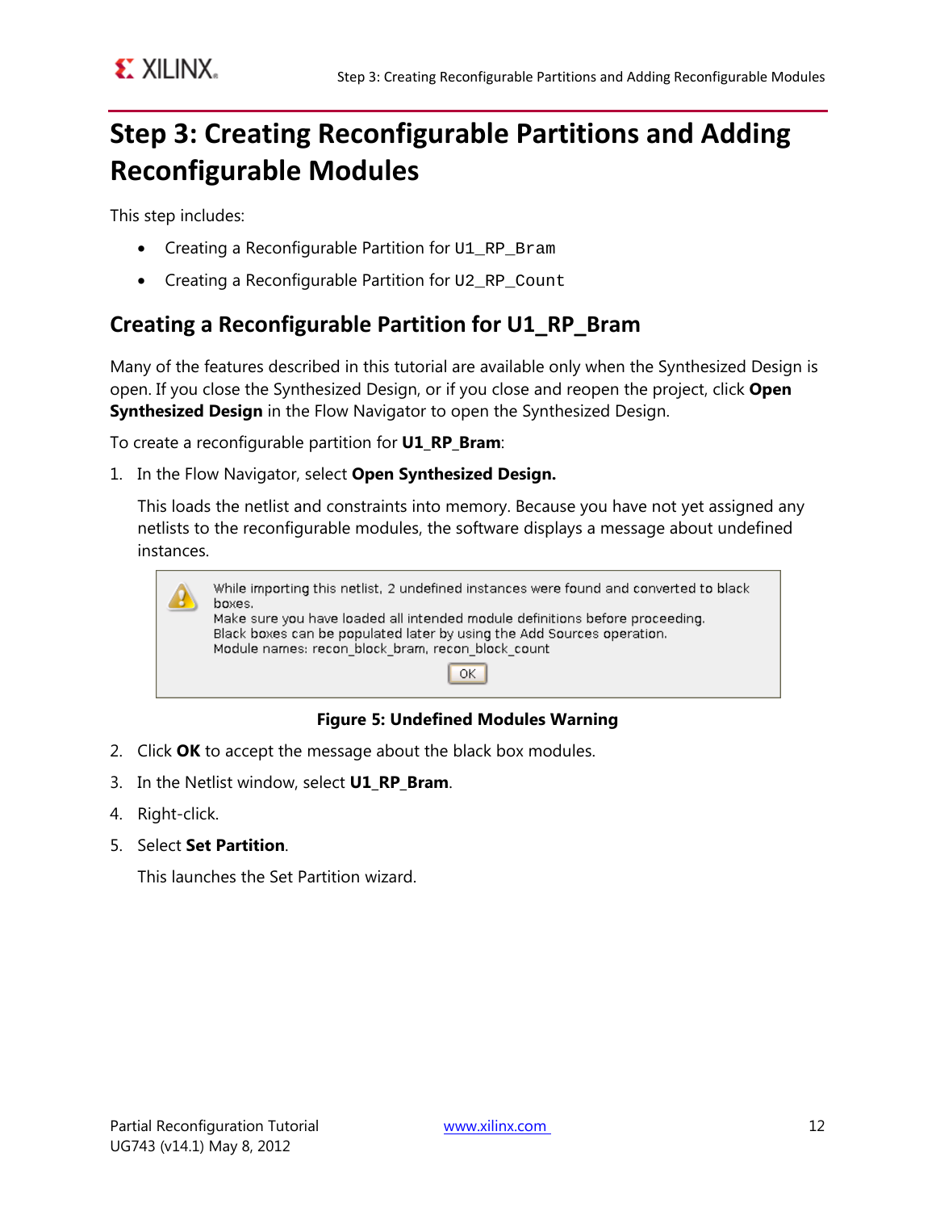# Step 3: Creating Reconfigurable Partitions and Adding Reconfigurable Modules

This step includes:

- Creating a Reconfigurable Partition for `U1_RP_Bram`
- Creating a Reconfigurable Partition for `U2_RP_Count`

## Creating a Reconfigurable Partition for U1_RP_Bram

Many of the features described in this tutorial are available only when the Synthesized Design is open. If you close the Synthesized Design, or if you close and reopen the project, click **Open Synthesized Design** in the Flow Navigator to open the Synthesized Design.

To create a reconfigurable partition for **U1_RP_Bram**:

1. In the Flow Navigator, select **Open Synthesized Design.**

   This loads the netlist and constraints into memory. Because you have not yet assigned any netlists to the reconfigurable modules, the software displays a message about undefined instances.

   While importing this netlist, 2 undefined instances were found and converted to black boxes.
   Make sure you have loaded all intended module definitions before proceeding.
   Black boxes can be populated later by using the Add Sources operation.
   Module names: recon_block_bram, recon_block_count

   OK

   **Figure 5: Undefined Modules Warning**

2. Click **OK** to accept the message about the black box modules.
3. In the Netlist window, select **U1_RP_Bram**.
4. Right-click.
5. Select **Set Partition**.

   This launches the Set Partition wizard.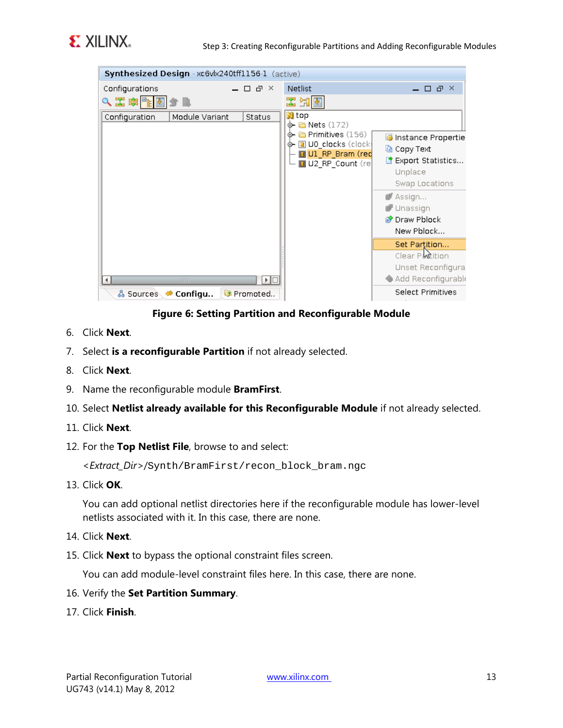**Figure 6: Setting Partition and Reconfigurable Module**

6. Click **Next**.
7. Select **is a reconfigurable Partition** if not already selected.
8. Click **Next**.
9. Name the reconfigurable module **BramFirst**.
10. Select **Netlist already available for this Reconfigurable Module** if not already selected.
11. Click **Next**.
12. For the **Top Netlist File**, browse to and select:

    *<Extract_Dir>*`/Synth/BramFirst/recon_block_bram.ngc`
13. Click **OK**.

    You can add optional netlist directories here if the reconfigurable module has lower-level netlists associated with it. In this case, there are none.
14. Click **Next**.
15. Click **Next** to bypass the optional constraint files screen.

    You can add module-level constraint files here. In this case, there are none.
16. Verify the **Set Partition Summary**.
17. Click **Finish**.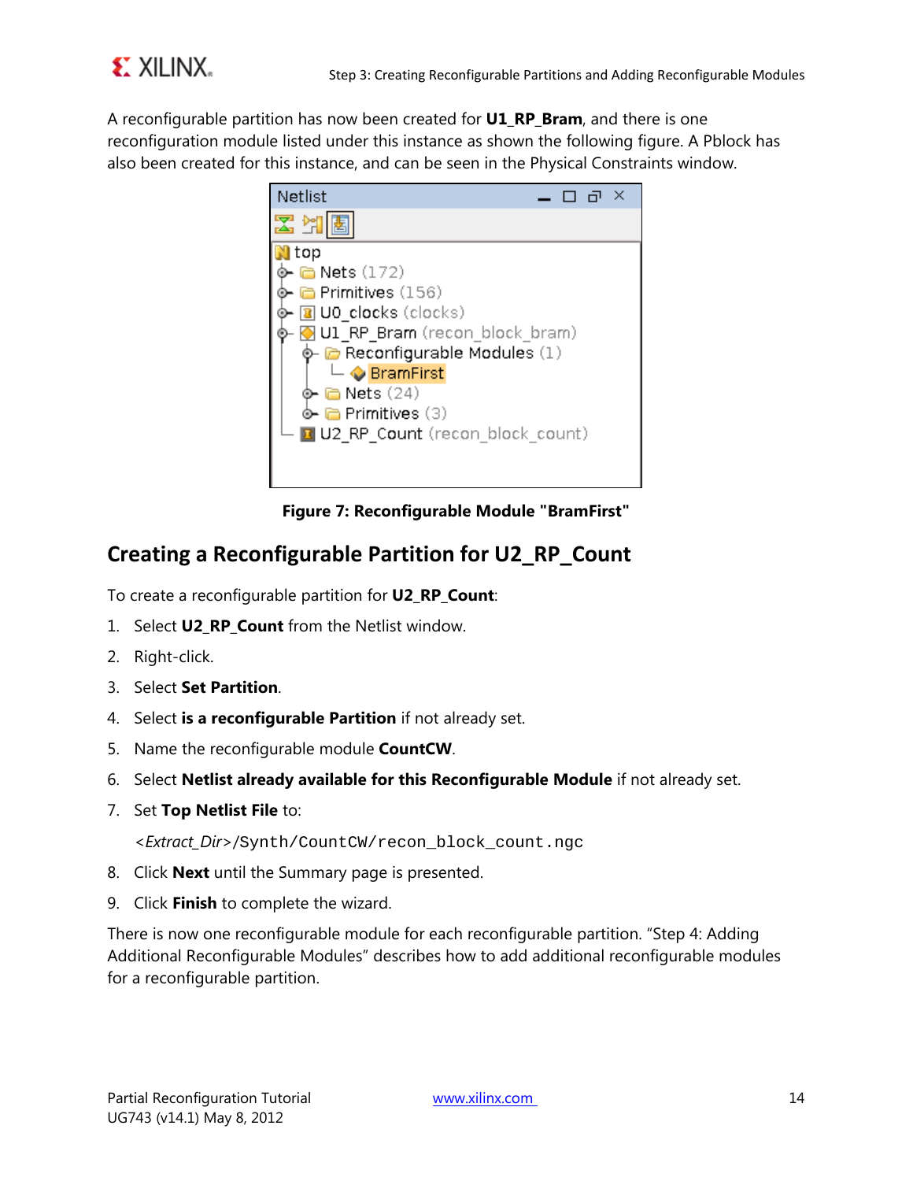A reconfigurable partition has now been created for **U1_RP_Bram**, and there is one reconfiguration module listed under this instance as shown the following figure. A Pblock has also been created for this instance, and can be seen in the Physical Constraints window.

**Figure 7: Reconfigurable Module "BramFirst"**

## Creating a Reconfigurable Partition for U2_RP_Count

To create a reconfigurable partition for **U2_RP_Count**:

1. Select **U2_RP_Count** from the Netlist window.
2. Right-click.
3. Select **Set Partition**.
4. Select **is a reconfigurable Partition** if not already set.
5. Name the reconfigurable module **CountCW**.
6. Select **Netlist already available for this Reconfigurable Module** if not already set.
7. Set **Top Netlist File** to:

   <*Extract_Dir*>`/Synth/CountCW/recon_block_count.ngc`

8. Click **Next** until the Summary page is presented.
9. Click **Finish** to complete the wizard.

There is now one reconfigurable module for each reconfigurable partition. "Step 4: Adding Additional Reconfigurable Modules" describes how to add additional reconfigurable modules for a reconfigurable partition.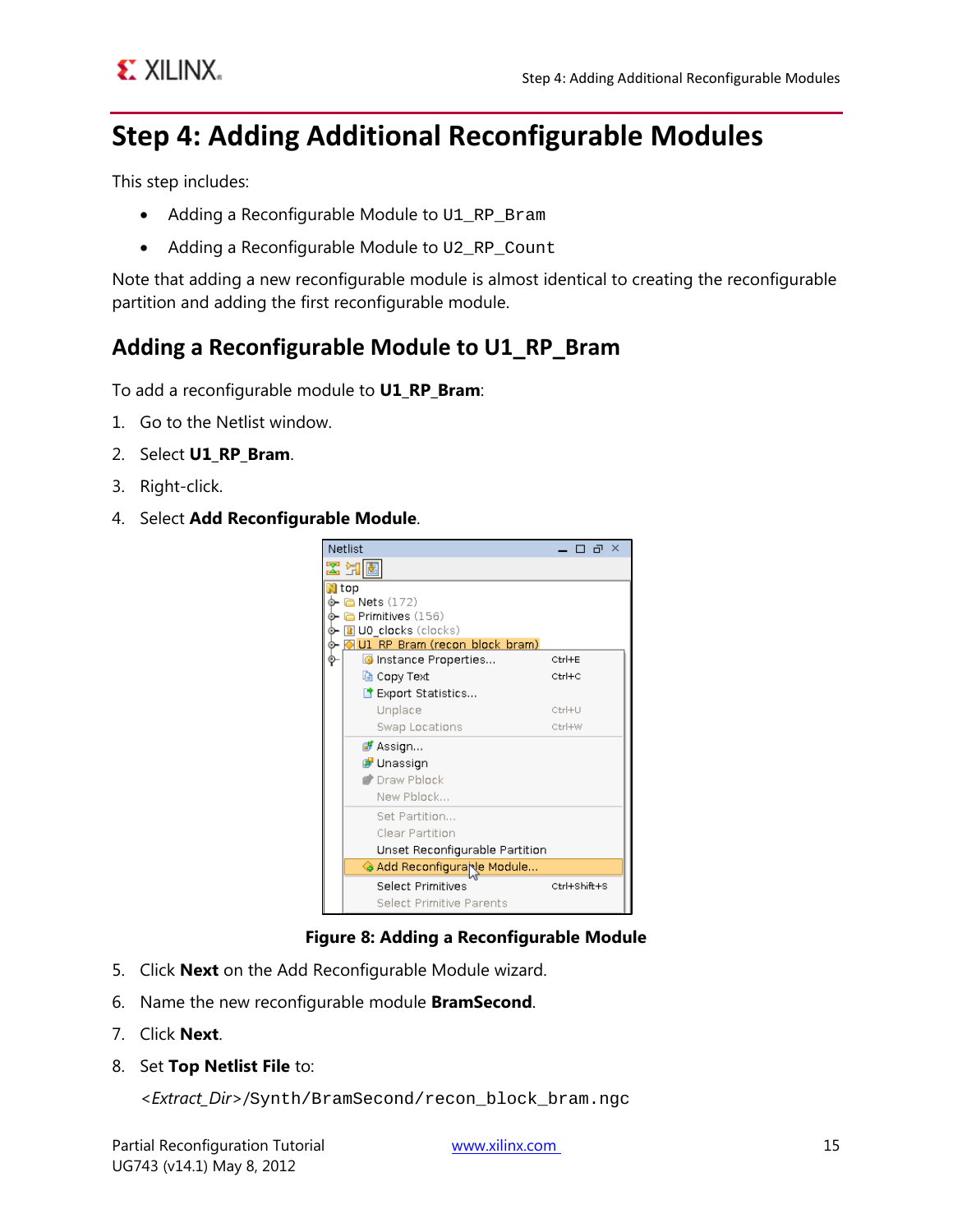# Step 4: Adding Additional Reconfigurable Modules

This step includes:

- Adding a Reconfigurable Module to `U1_RP_Bram`
- Adding a Reconfigurable Module to `U2_RP_Count`

Note that adding a new reconfigurable module is almost identical to creating the reconfigurable partition and adding the first reconfigurable module.

## Adding a Reconfigurable Module to U1_RP_Bram

To add a reconfigurable module to **U1_RP_Bram**:

1. Go to the Netlist window.
2. Select **U1_RP_Bram**.
3. Right-click.
4. Select **Add Reconfigurable Module**.

**Figure 8: Adding a Reconfigurable Module**

5. Click **Next** on the Add Reconfigurable Module wizard.
6. Name the new reconfigurable module **BramSecond**.
7. Click **Next**.
8. Set **Top Netlist File** to:

   *<Extract_Dir>*`/Synth/BramSecond/recon_block_bram.ngc`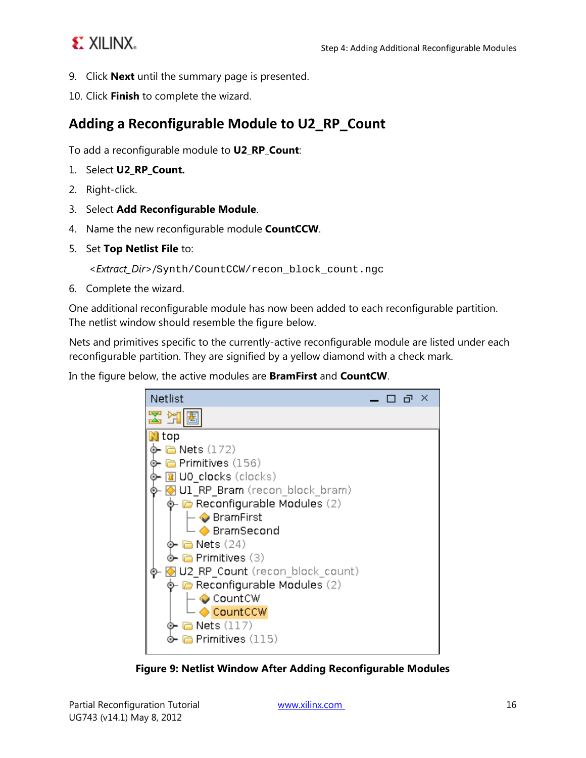9. Click **Next** until the summary page is presented.
10. Click **Finish** to complete the wizard.

## Adding a Reconfigurable Module to U2_RP_Count

To add a reconfigurable module to **U2_RP_Count**:

1. Select **U2_RP_Count.**
2. Right-click.
3. Select **Add Reconfigurable Module**.
4. Name the new reconfigurable module **CountCCW**.
5. Set **Top Netlist File** to:

   <*Extract_Dir*>`/Synth/CountCCW/recon_block_count.ngc`

6. Complete the wizard.

One additional reconfigurable module has now been added to each reconfigurable partition. The netlist window should resemble the figure below.

Nets and primitives specific to the currently-active reconfigurable module are listed under each reconfigurable partition. They are signified by a yellow diamond with a check mark.

In the figure below, the active modules are **BramFirst** and **CountCW**.

**Figure 9: Netlist Window After Adding Reconfigurable Modules**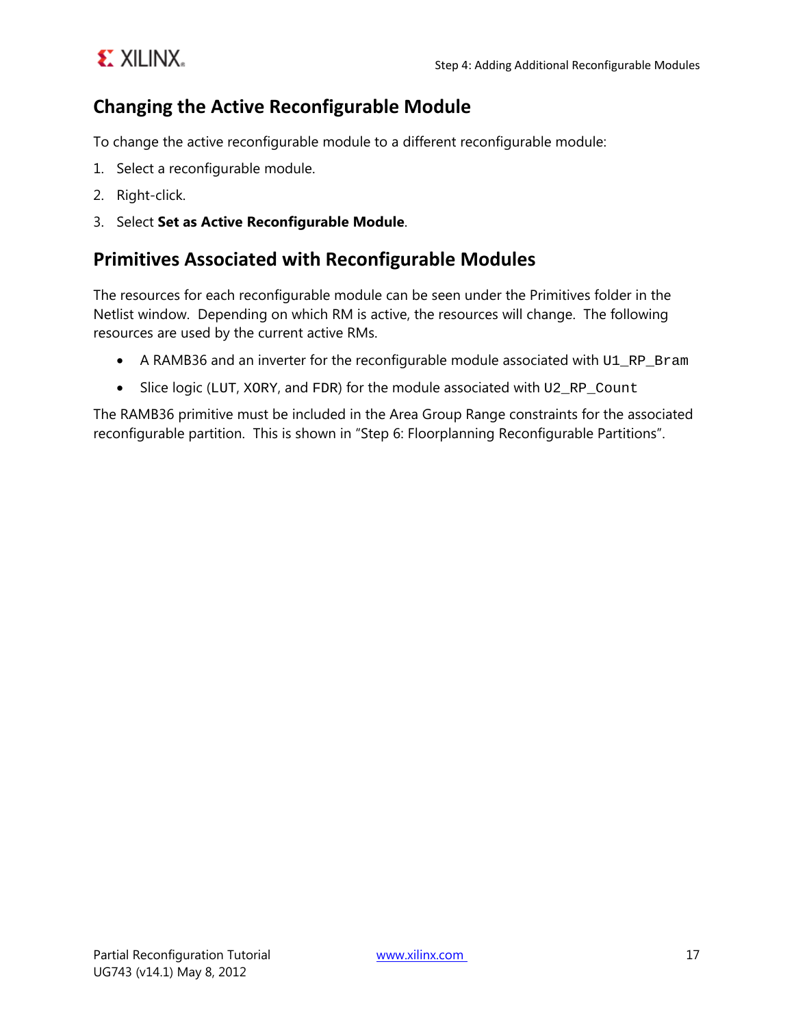## Changing the Active Reconfigurable Module

To change the active reconfigurable module to a different reconfigurable module:

1. Select a reconfigurable module.
2. Right-click.
3. Select **Set as Active Reconfigurable Module**.

## Primitives Associated with Reconfigurable Modules

The resources for each reconfigurable module can be seen under the Primitives folder in the Netlist window. Depending on which RM is active, the resources will change. The following resources are used by the current active RMs.

- A RAMB36 and an inverter for the reconfigurable module associated with `U1_RP_Bram`
- Slice logic (`LUT`, `XORY`, and `FDR`) for the module associated with `U2_RP_Count`

The RAMB36 primitive must be included in the Area Group Range constraints for the associated reconfigurable partition. This is shown in "Step 6: Floorplanning Reconfigurable Partitions".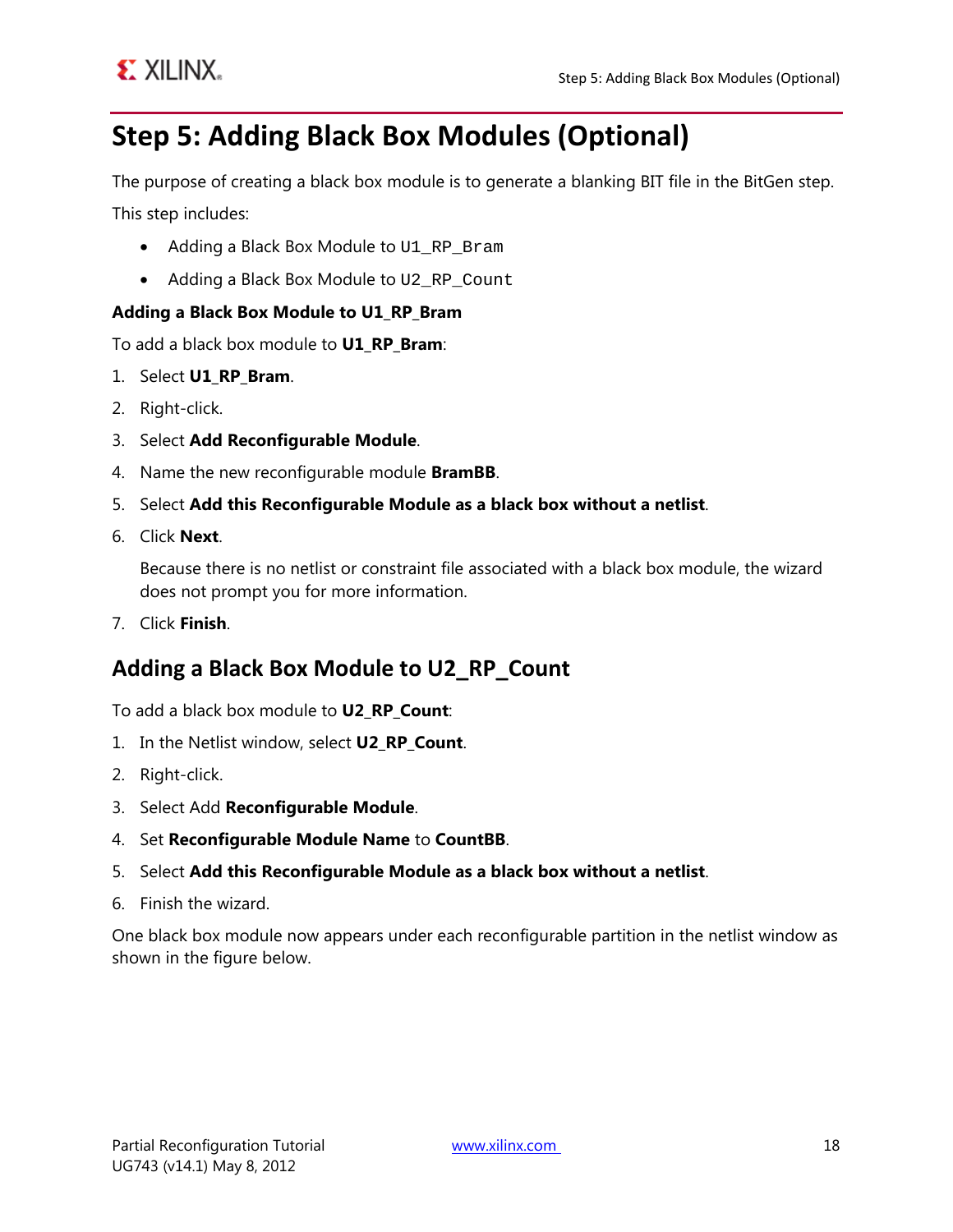# Step 5: Adding Black Box Modules (Optional)

The purpose of creating a black box module is to generate a blanking BIT file in the BitGen step.

This step includes:

- Adding a Black Box Module to `U1_RP_Bram`
- Adding a Black Box Module to `U2_RP_Count`

**Adding a Black Box Module to U1_RP_Bram**

To add a black box module to **U1_RP_Bram**:

1. Select **U1_RP_Bram**.
2. Right-click.
3. Select **Add Reconfigurable Module**.
4. Name the new reconfigurable module **BramBB**.
5. Select **Add this Reconfigurable Module as a black box without a netlist**.
6. Click **Next**.

   Because there is no netlist or constraint file associated with a black box module, the wizard does not prompt you for more information.
7. Click **Finish**.

## Adding a Black Box Module to U2_RP_Count

To add a black box module to **U2_RP_Count**:

1. In the Netlist window, select **U2_RP_Count**.
2. Right-click.
3. Select Add **Reconfigurable Module**.
4. Set **Reconfigurable Module Name** to **CountBB**.
5. Select **Add this Reconfigurable Module as a black box without a netlist**.
6. Finish the wizard.

One black box module now appears under each reconfigurable partition in the netlist window as shown in the figure below.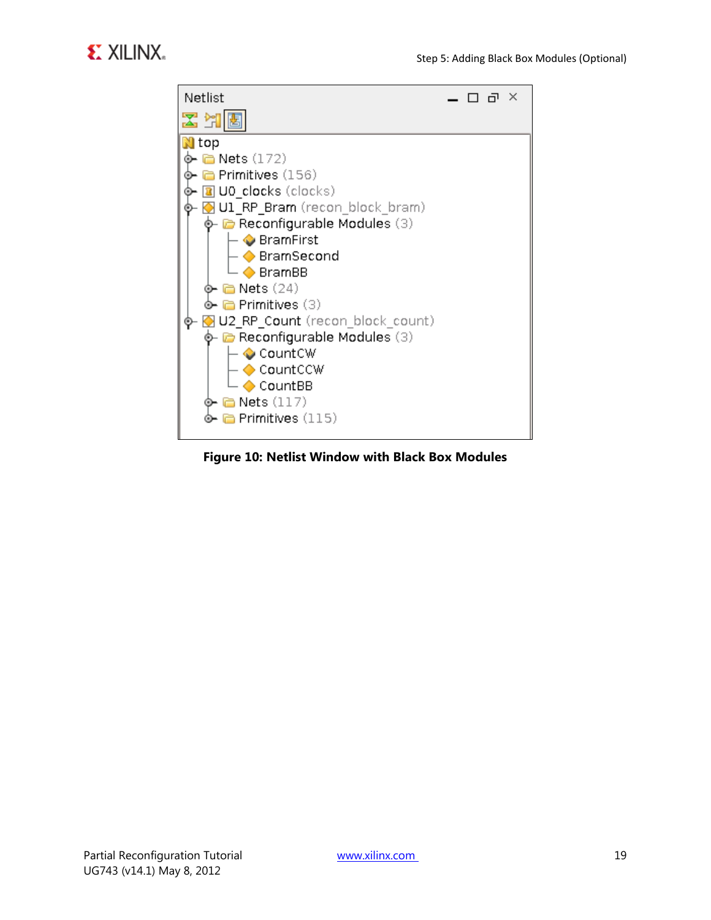Netlist

- top
  - Nets (172)
  - Primitives (156)
  - U0_clocks (clocks)
  - U1_RP_Bram (recon_block_bram)
    - Reconfigurable Modules (3)
      - BramFirst
      - BramSecond
      - BramBB
    - Nets (24)
    - Primitives (3)
  - U2_RP_Count (recon_block_count)
    - Reconfigurable Modules (3)
      - CountCW
      - CountCCW
      - CountBB
    - Nets (117)
    - Primitives (115)

**Figure 10: Netlist Window with Black Box Modules**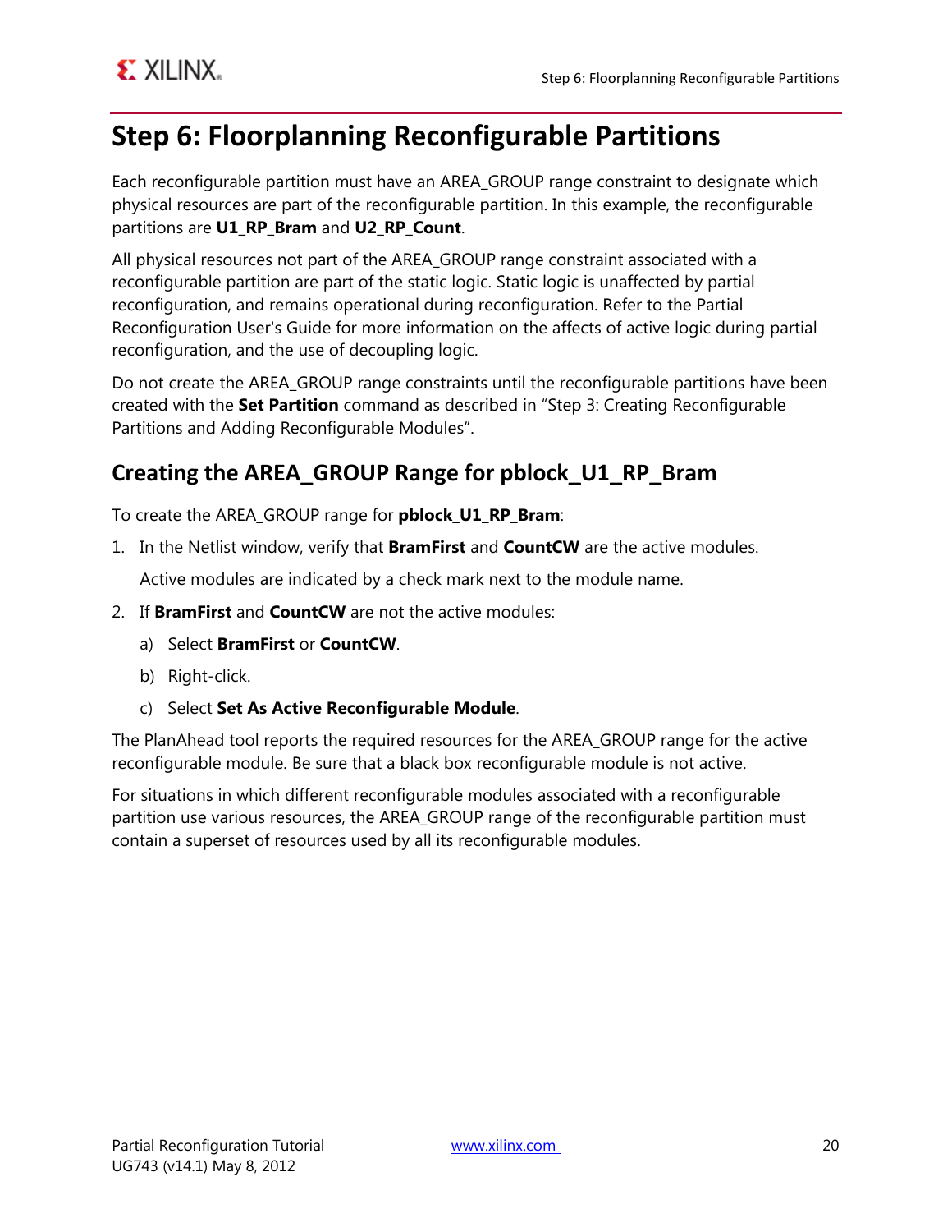# Step 6: Floorplanning Reconfigurable Partitions

Each reconfigurable partition must have an AREA_GROUP range constraint to designate which physical resources are part of the reconfigurable partition. In this example, the reconfigurable partitions are **U1_RP_Bram** and **U2_RP_Count**.

All physical resources not part of the AREA_GROUP range constraint associated with a reconfigurable partition are part of the static logic. Static logic is unaffected by partial reconfiguration, and remains operational during reconfiguration. Refer to the Partial Reconfiguration User's Guide for more information on the affects of active logic during partial reconfiguration, and the use of decoupling logic.

Do not create the AREA_GROUP range constraints until the reconfigurable partitions have been created with the **Set Partition** command as described in “Step 3: Creating Reconfigurable Partitions and Adding Reconfigurable Modules”.

## Creating the AREA_GROUP Range for pblock_U1_RP_Bram

To create the AREA_GROUP range for **pblock_U1_RP_Bram**:

1. In the Netlist window, verify that **BramFirst** and **CountCW** are the active modules.

   Active modules are indicated by a check mark next to the module name.

2. If **BramFirst** and **CountCW** are not the active modules:

   a) Select **BramFirst** or **CountCW**.

   b) Right-click.

   c) Select **Set As Active Reconfigurable Module**.

The PlanAhead tool reports the required resources for the AREA_GROUP range for the active reconfigurable module. Be sure that a black box reconfigurable module is not active.

For situations in which different reconfigurable modules associated with a reconfigurable partition use various resources, the AREA_GROUP range of the reconfigurable partition must contain a superset of resources used by all its reconfigurable modules.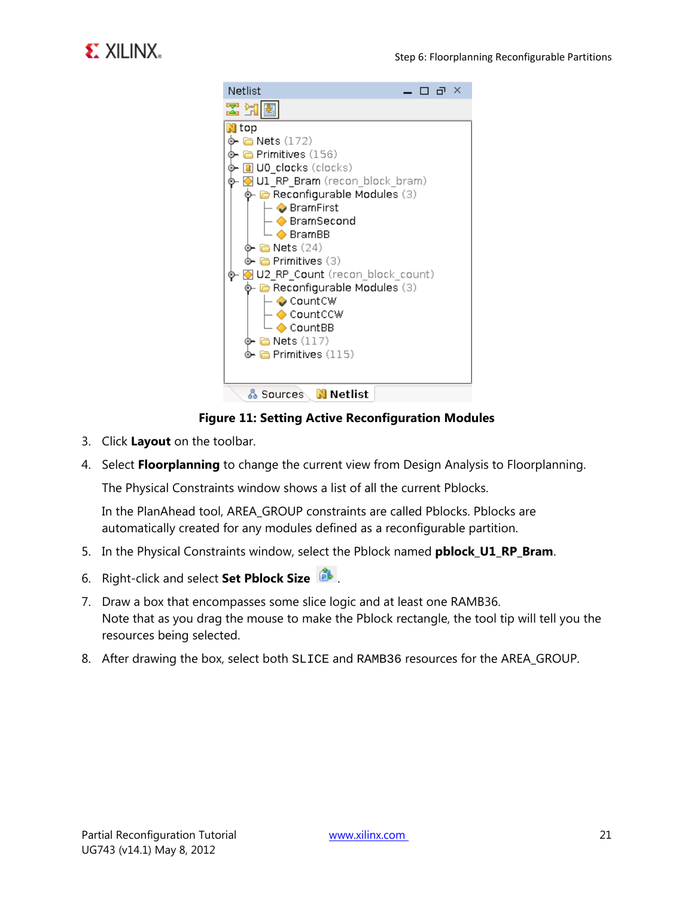**Figure 11: Setting Active Reconfiguration Modules**

3. Click **Layout** on the toolbar.
4. Select **Floorplanning** to change the current view from Design Analysis to Floorplanning.

   The Physical Constraints window shows a list of all the current Pblocks.

   In the PlanAhead tool, AREA_GROUP constraints are called Pblocks. Pblocks are automatically created for any modules defined as a reconfigurable partition.
5. In the Physical Constraints window, select the Pblock named **pblock_U1_RP_Bram**.
6. Right-click and select **Set Pblock Size** .
7. Draw a box that encompasses some slice logic and at least one RAMB36.
   Note that as you drag the mouse to make the Pblock rectangle, the tool tip will tell you the resources being selected.
8. After drawing the box, select both `SLICE` and `RAMB36` resources for the AREA_GROUP.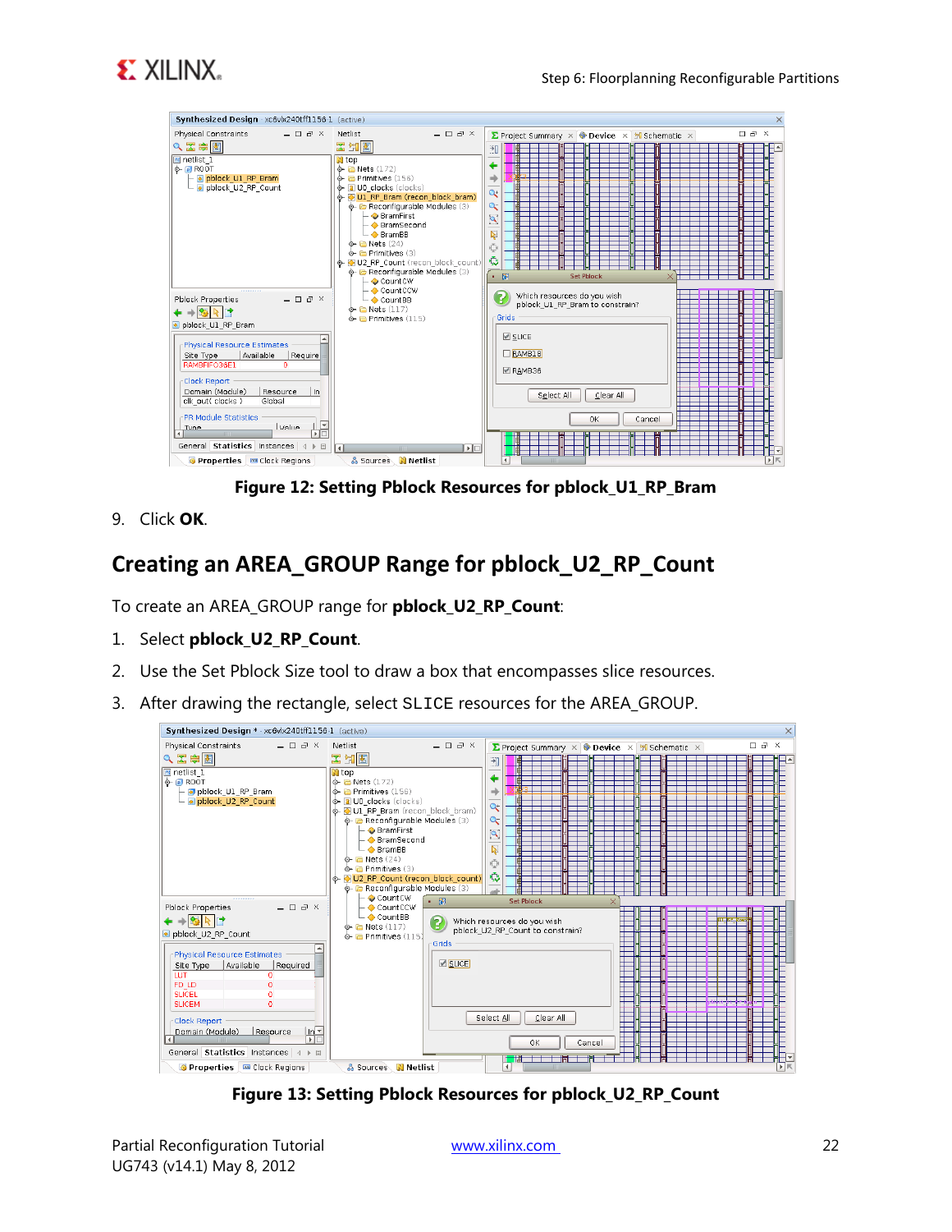Figure 12: Setting Pblock Resources for pblock_U1_RP_Bram

9. Click **OK**.

## Creating an AREA_GROUP Range for pblock_U2_RP_Count

To create an AREA_GROUP range for **pblock_U2_RP_Count**:

1. Select **pblock_U2_RP_Count**.
2. Use the Set Pblock Size tool to draw a box that encompasses slice resources.
3. After drawing the rectangle, select `SLICE` resources for the AREA_GROUP.

Figure 13: Setting Pblock Resources for pblock_U2_RP_Count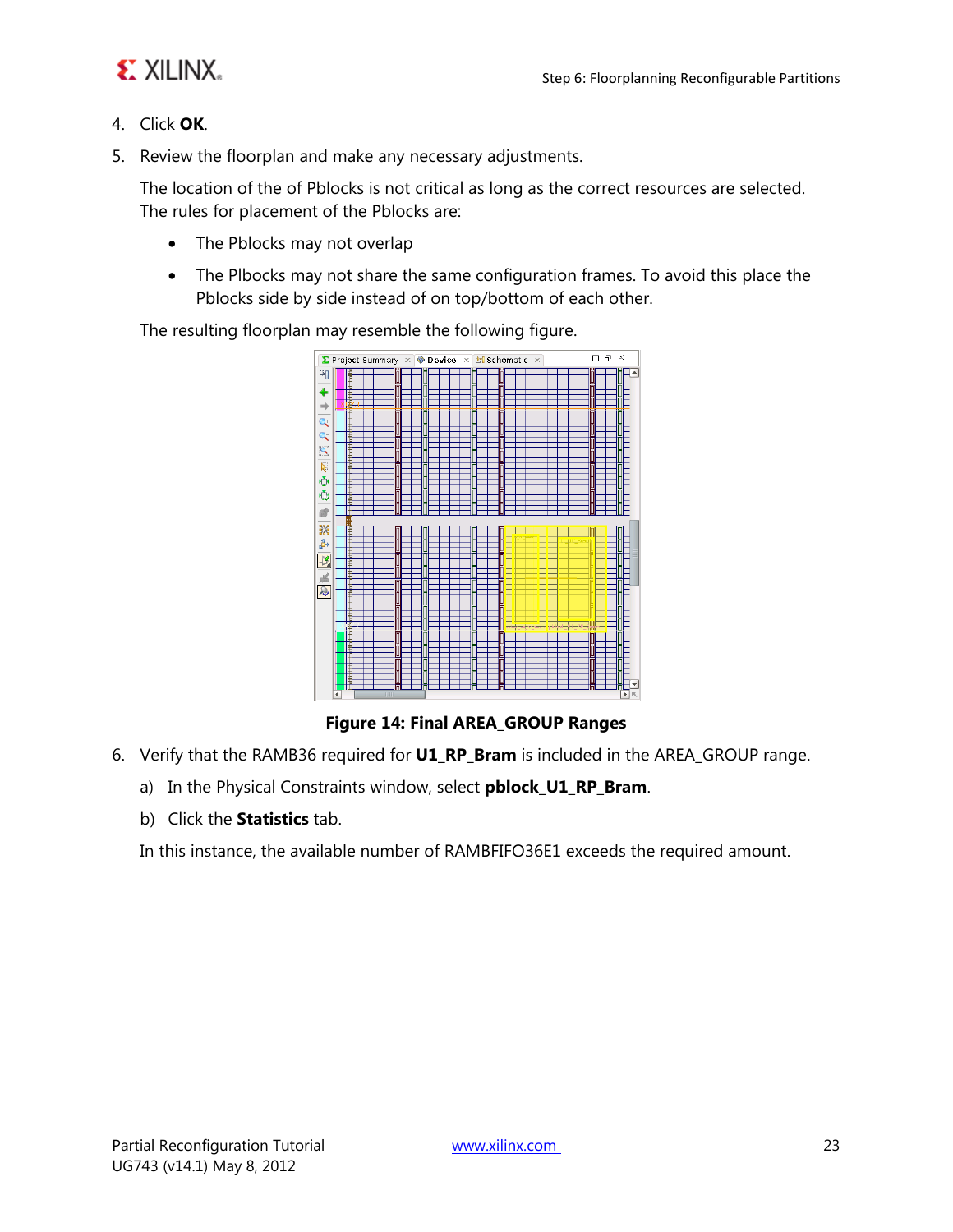4. Click **OK**.
5. Review the floorplan and make any necessary adjustments.

   The location of the of Pblocks is not critical as long as the correct resources are selected. The rules for placement of the Pblocks are:

   - The Pblocks may not overlap
   - The Plbocks may not share the same configuration frames. To avoid this place the Pblocks side by side instead of on top/bottom of each other.

   The resulting floorplan may resemble the following figure.

**Figure 14: Final AREA_GROUP Ranges**

6. Verify that the RAMB36 required for **U1_RP_Bram** is included in the AREA_GROUP range.

   a) In the Physical Constraints window, select **pblock_U1_RP_Bram**.

   b) Click the **Statistics** tab.

   In this instance, the available number of RAMBFIFO36E1 exceeds the required amount.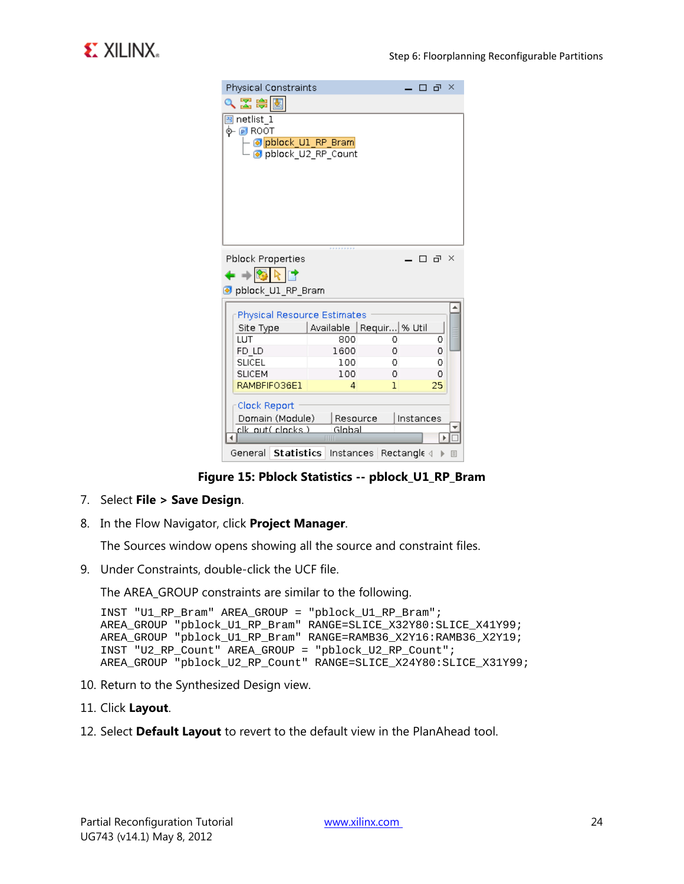**Figure 15: Pblock Statistics -- pblock_U1_RP_Bram**

7. Select **File > Save Design**.
8. In the Flow Navigator, click **Project Manager**.

   The Sources window opens showing all the source and constraint files.

9. Under Constraints, double-click the UCF file.

   The AREA_GROUP constraints are similar to the following.

```
INST "U1_RP_Bram" AREA_GROUP = "pblock_U1_RP_Bram";
AREA_GROUP "pblock_U1_RP_Bram" RANGE=SLICE_X32Y80:SLICE_X41Y99;
AREA_GROUP "pblock_U1_RP_Bram" RANGE=RAMB36_X2Y16:RAMB36_X2Y19;
INST "U2_RP_Count" AREA_GROUP = "pblock_U2_RP_Count";
AREA_GROUP "pblock_U2_RP_Count" RANGE=SLICE_X24Y80:SLICE_X31Y99;
```

10. Return to the Synthesized Design view.
11. Click **Layout**.
12. Select **Default Layout** to revert to the default view in the PlanAhead tool.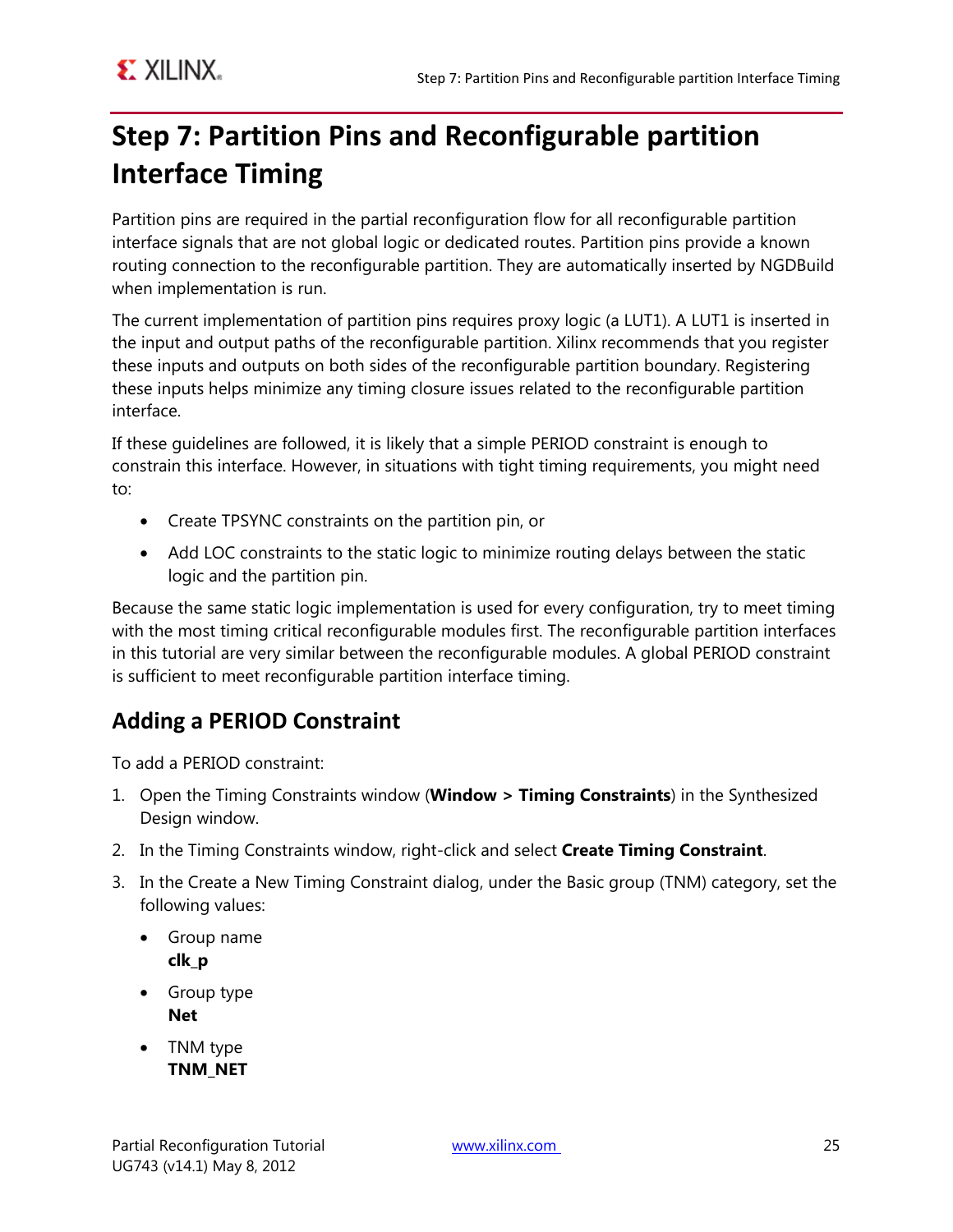# Step 7: Partition Pins and Reconfigurable partition Interface Timing

Partition pins are required in the partial reconfiguration flow for all reconfigurable partition interface signals that are not global logic or dedicated routes. Partition pins provide a known routing connection to the reconfigurable partition. They are automatically inserted by NGDBuild when implementation is run.

The current implementation of partition pins requires proxy logic (a LUT1). A LUT1 is inserted in the input and output paths of the reconfigurable partition. Xilinx recommends that you register these inputs and outputs on both sides of the reconfigurable partition boundary. Registering these inputs helps minimize any timing closure issues related to the reconfigurable partition interface.

If these guidelines are followed, it is likely that a simple PERIOD constraint is enough to constrain this interface. However, in situations with tight timing requirements, you might need to:

- Create TPSYNC constraints on the partition pin, or
- Add LOC constraints to the static logic to minimize routing delays between the static logic and the partition pin.

Because the same static logic implementation is used for every configuration, try to meet timing with the most timing critical reconfigurable modules first. The reconfigurable partition interfaces in this tutorial are very similar between the reconfigurable modules. A global PERIOD constraint is sufficient to meet reconfigurable partition interface timing.

## Adding a PERIOD Constraint

To add a PERIOD constraint:

1. Open the Timing Constraints window (**Window > Timing Constraints**) in the Synthesized Design window.
2. In the Timing Constraints window, right-click and select **Create Timing Constraint**.
3. In the Create a New Timing Constraint dialog, under the Basic group (TNM) category, set the following values:
   - Group name
     **clk_p**
   - Group type
     **Net**
   - TNM type
     **TNM_NET**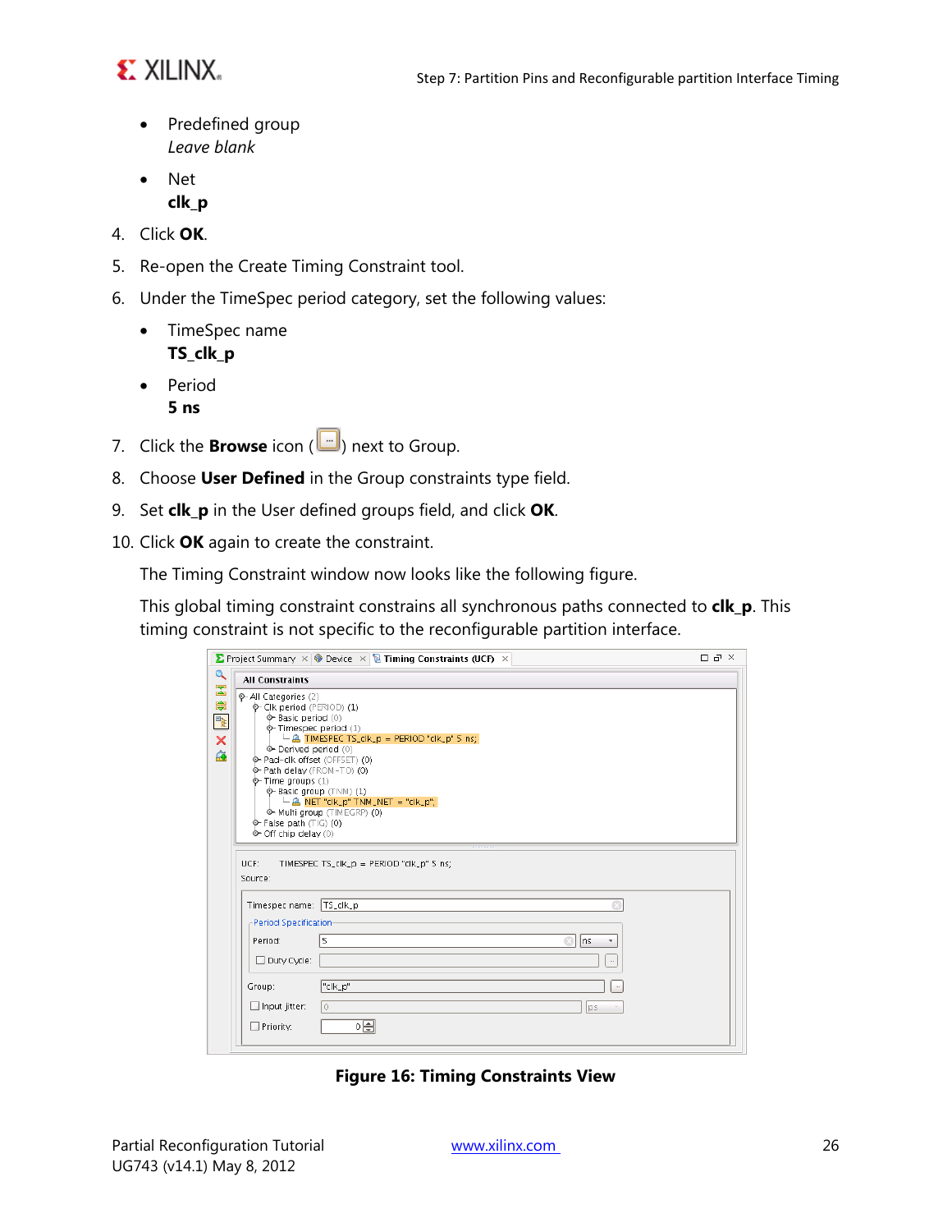- Predefined group
  *Leave blank*
- Net
  **clk_p**

4. Click **OK**.
5. Re-open the Create Timing Constraint tool.
6. Under the TimeSpec period category, set the following values:
   - TimeSpec name
     **TS_clk_p**
   - Period
     **5 ns**
7. Click the **Browse** icon ( ) next to Group.
8. Choose **User Defined** in the Group constraints type field.
9. Set **clk_p** in the User defined groups field, and click **OK**.
10. Click **OK** again to create the constraint.

    The Timing Constraint window now looks like the following figure.

    This global timing constraint constrains all synchronous paths connected to **clk_p**. This timing constraint is not specific to the reconfigurable partition interface.

**Figure 16: Timing Constraints View**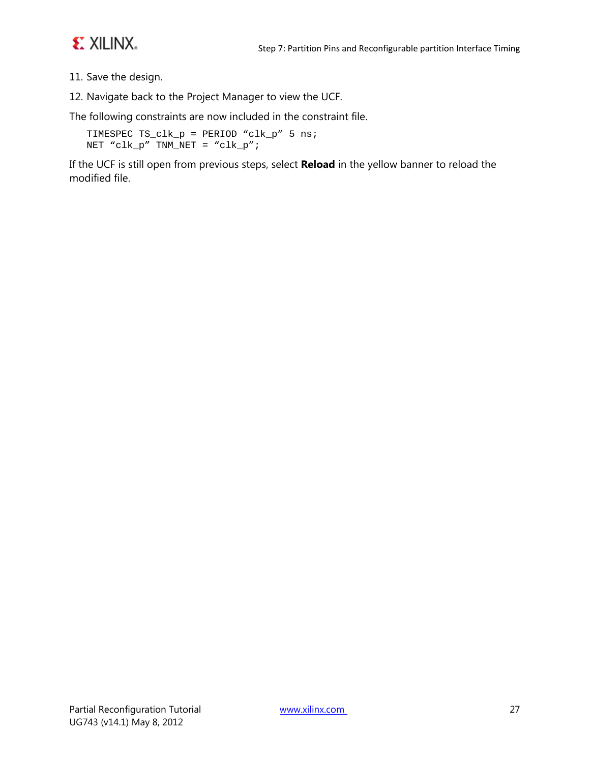11. Save the design.
12. Navigate back to the Project Manager to view the UCF.

The following constraints are now included in the constraint file.

```
TIMESPEC TS_clk_p = PERIOD “clk_p” 5 ns;
NET “clk_p” TNM_NET = “clk_p”;
```

If the UCF is still open from previous steps, select **Reload** in the yellow banner to reload the modified file.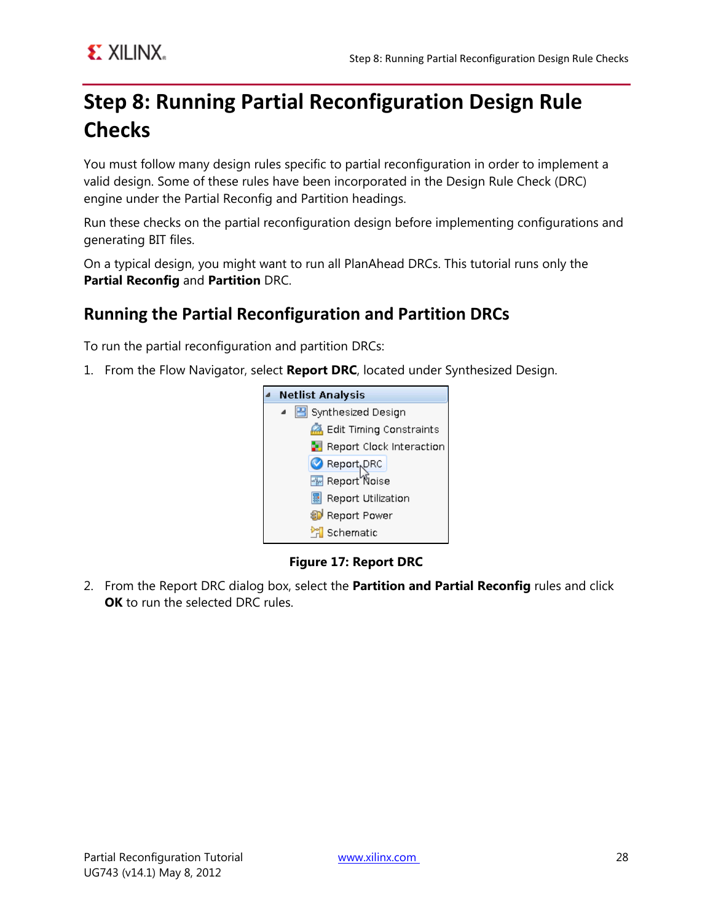# Step 8: Running Partial Reconfiguration Design Rule Checks

You must follow many design rules specific to partial reconfiguration in order to implement a valid design. Some of these rules have been incorporated in the Design Rule Check (DRC) engine under the Partial Reconfig and Partition headings.

Run these checks on the partial reconfiguration design before implementing configurations and generating BIT files.

On a typical design, you might want to run all PlanAhead DRCs. This tutorial runs only the **Partial Reconfig** and **Partition** DRC.

## Running the Partial Reconfiguration and Partition DRCs

To run the partial reconfiguration and partition DRCs:

1. From the Flow Navigator, select **Report DRC**, located under Synthesized Design.

**Figure 17: Report DRC**

2. From the Report DRC dialog box, select the **Partition and Partial Reconfig** rules and click **OK** to run the selected DRC rules.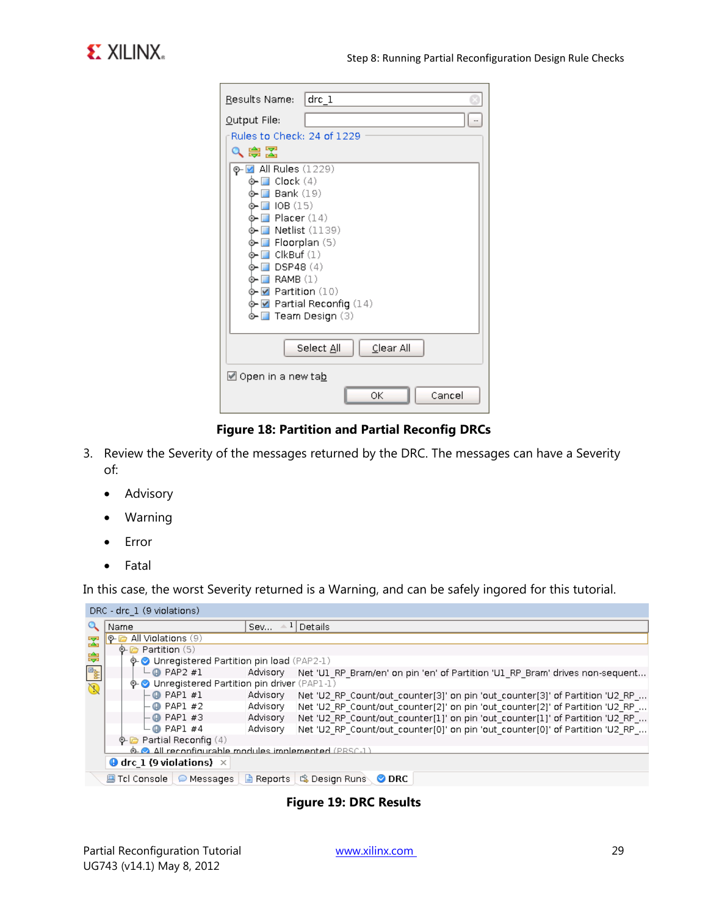**Figure 18: Partition and Partial Reconfig DRCs**

3. Review the Severity of the messages returned by the DRC. The messages can have a Severity of:

    - Advisory
    - Warning
    - Error
    - Fatal

In this case, the worst Severity returned is a Warning, and can be safely ingored for this tutorial.

**Figure 19: DRC Results**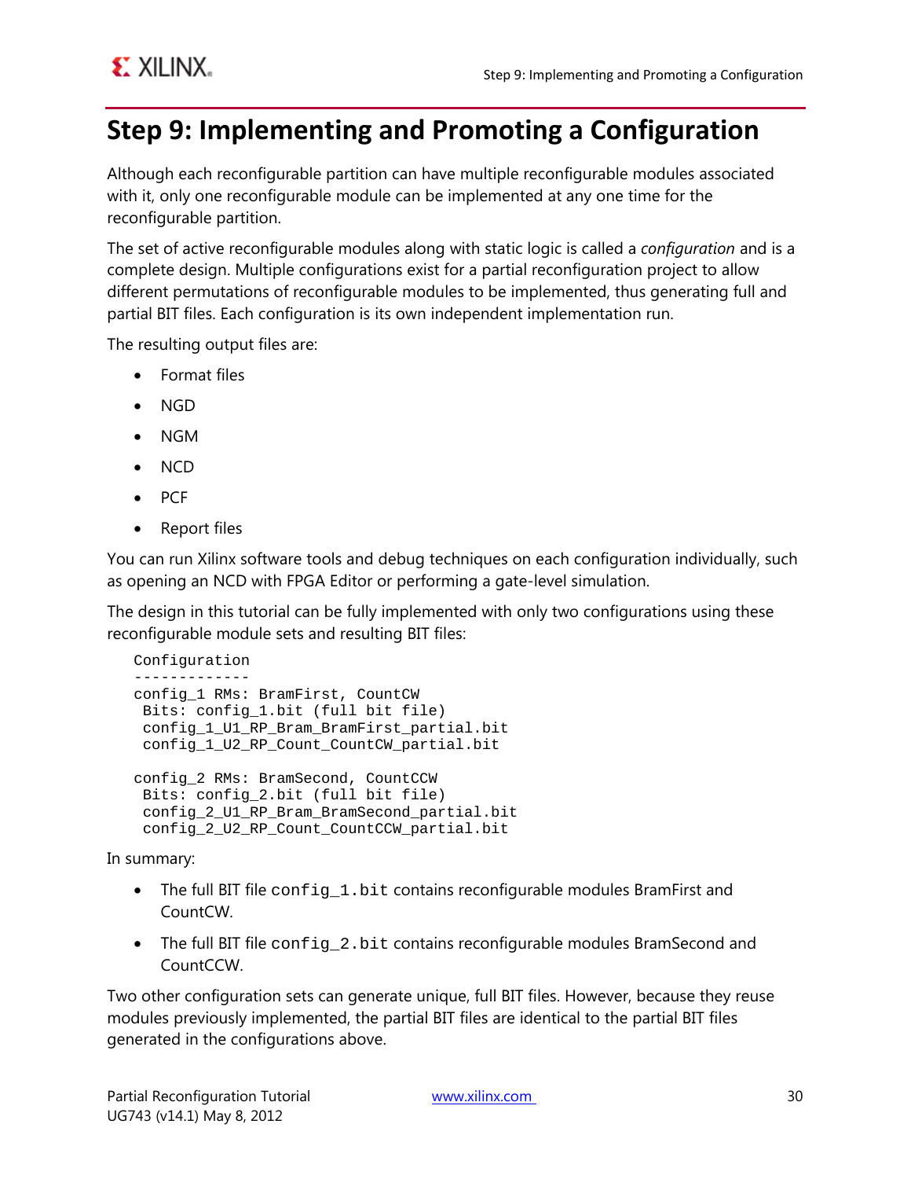# Step 9: Implementing and Promoting a Configuration

Although each reconfigurable partition can have multiple reconfigurable modules associated with it, only one reconfigurable module can be implemented at any one time for the reconfigurable partition.

The set of active reconfigurable modules along with static logic is called a *configuration* and is a complete design. Multiple configurations exist for a partial reconfiguration project to allow different permutations of reconfigurable modules to be implemented, thus generating full and partial BIT files. Each configuration is its own independent implementation run.

The resulting output files are:

- Format files
- NGD
- NGM
- NCD
- PCF
- Report files

You can run Xilinx software tools and debug techniques on each configuration individually, such as opening an NCD with FPGA Editor or performing a gate-level simulation.

The design in this tutorial can be fully implemented with only two configurations using these reconfigurable module sets and resulting BIT files:

```
Configuration
-------------
config_1 RMs: BramFirst, CountCW
 Bits: config_1.bit (full bit file)
 config_1_U1_RP_Bram_BramFirst_partial.bit
 config_1_U2_RP_Count_CountCW_partial.bit

config_2 RMs: BramSecond, CountCCW
 Bits: config_2.bit (full bit file)
 config_2_U1_RP_Bram_BramSecond_partial.bit
 config_2_U2_RP_Count_CountCCW_partial.bit
```

In summary:

- The full BIT file `config_1.bit` contains reconfigurable modules BramFirst and CountCW.
- The full BIT file `config_2.bit` contains reconfigurable modules BramSecond and CountCCW.

Two other configuration sets can generate unique, full BIT files. However, because they reuse modules previously implemented, the partial BIT files are identical to the partial BIT files generated in the configurations above.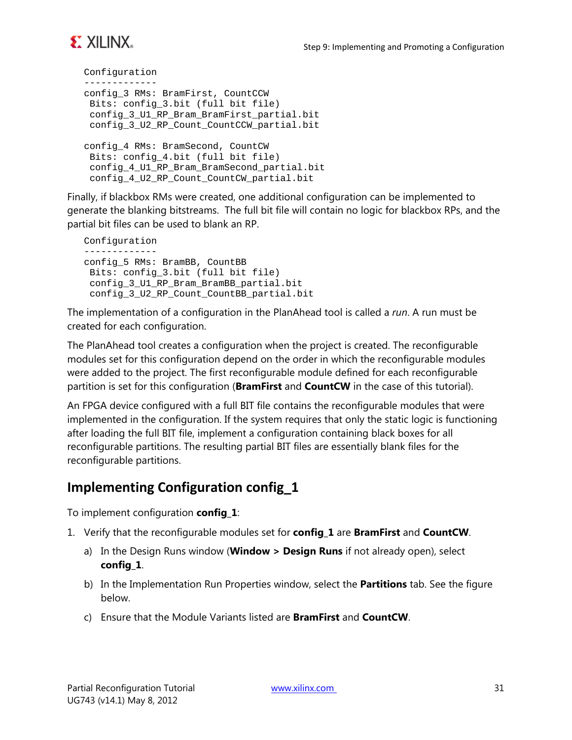```
Configuration
-------------
config_3 RMs: BramFirst, CountCCW
 Bits: config_3.bit (full bit file)
 config_3_U1_RP_Bram_BramFirst_partial.bit
 config_3_U2_RP_Count_CountCCW_partial.bit

config_4 RMs: BramSecond, CountCW
 Bits: config_4.bit (full bit file)
 config_4_U1_RP_Bram_BramSecond_partial.bit
 config_4_U2_RP_Count_CountCW_partial.bit
```

Finally, if blackbox RMs were created, one additional configuration can be implemented to generate the blanking bitstreams. The full bit file will contain no logic for blackbox RPs, and the partial bit files can be used to blank an RP.

```
Configuration
-------------
config_5 RMs: BramBB, CountBB
 Bits: config_3.bit (full bit file)
 config_3_U1_RP_Bram_BramBB_partial.bit
 config_3_U2_RP_Count_CountBB_partial.bit
```

The implementation of a configuration in the PlanAhead tool is called a *run*. A run must be created for each configuration.

The PlanAhead tool creates a configuration when the project is created. The reconfigurable modules set for this configuration depend on the order in which the reconfigurable modules were added to the project. The first reconfigurable module defined for each reconfigurable partition is set for this configuration (**BramFirst** and **CountCW** in the case of this tutorial).

An FPGA device configured with a full BIT file contains the reconfigurable modules that were implemented in the configuration. If the system requires that only the static logic is functioning after loading the full BIT file, implement a configuration containing black boxes for all reconfigurable partitions. The resulting partial BIT files are essentially blank files for the reconfigurable partitions.

## Implementing Configuration config_1

To implement configuration **config_1**:

1. Verify that the reconfigurable modules set for **config_1** are **BramFirst** and **CountCW**.
   a) In the Design Runs window (**Window > Design Runs** if not already open), select **config_1**.
   b) In the Implementation Run Properties window, select the **Partitions** tab. See the figure below.
   c) Ensure that the Module Variants listed are **BramFirst** and **CountCW**.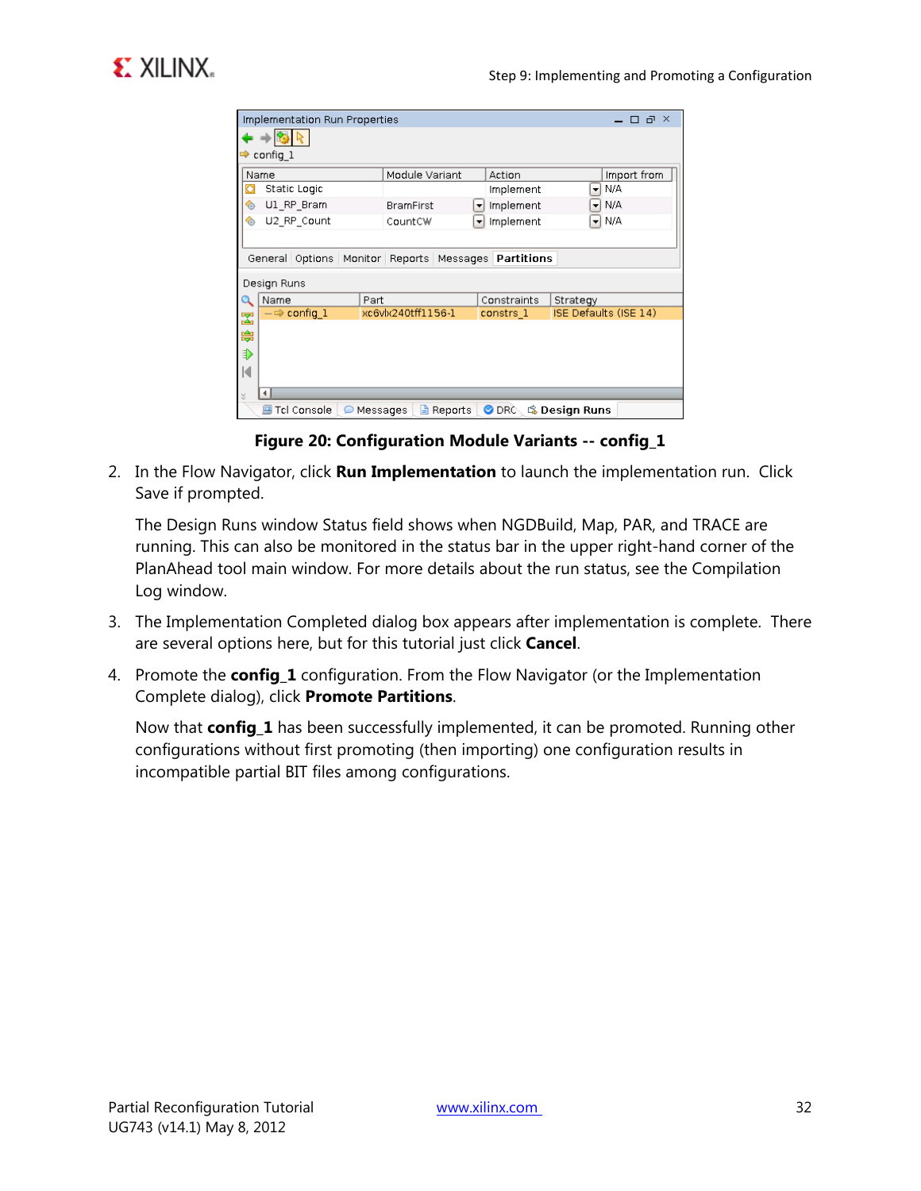**Figure 20: Configuration Module Variants -- config_1**

2. In the Flow Navigator, click **Run Implementation** to launch the implementation run. Click Save if prompted.

   The Design Runs window Status field shows when NGDBuild, Map, PAR, and TRACE are running. This can also be monitored in the status bar in the upper right-hand corner of the PlanAhead tool main window. For more details about the run status, see the Compilation Log window.

3. The Implementation Completed dialog box appears after implementation is complete. There are several options here, but for this tutorial just click **Cancel**.

4. Promote the **config_1** configuration. From the Flow Navigator (or the Implementation Complete dialog), click **Promote Partitions**.

   Now that **config_1** has been successfully implemented, it can be promoted. Running other configurations without first promoting (then importing) one configuration results in incompatible partial BIT files among configurations.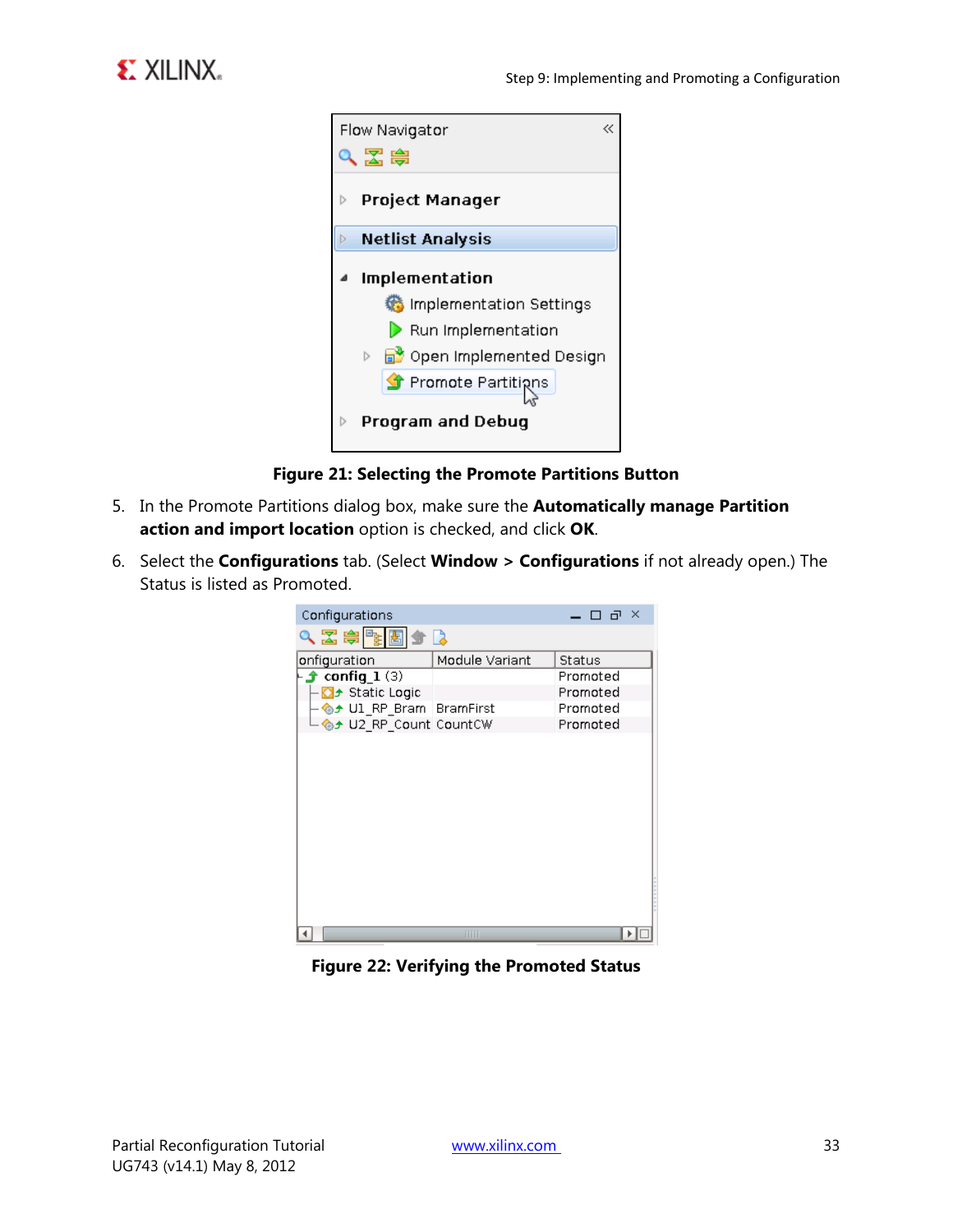Figure 21: Selecting the Promote Partitions Button

5. In the Promote Partitions dialog box, make sure the **Automatically manage Partition action and import location** option is checked, and click **OK**.

6. Select the **Configurations** tab. (Select **Window > Configurations** if not already open.) The Status is listed as Promoted.

Figure 22: Verifying the Promoted Status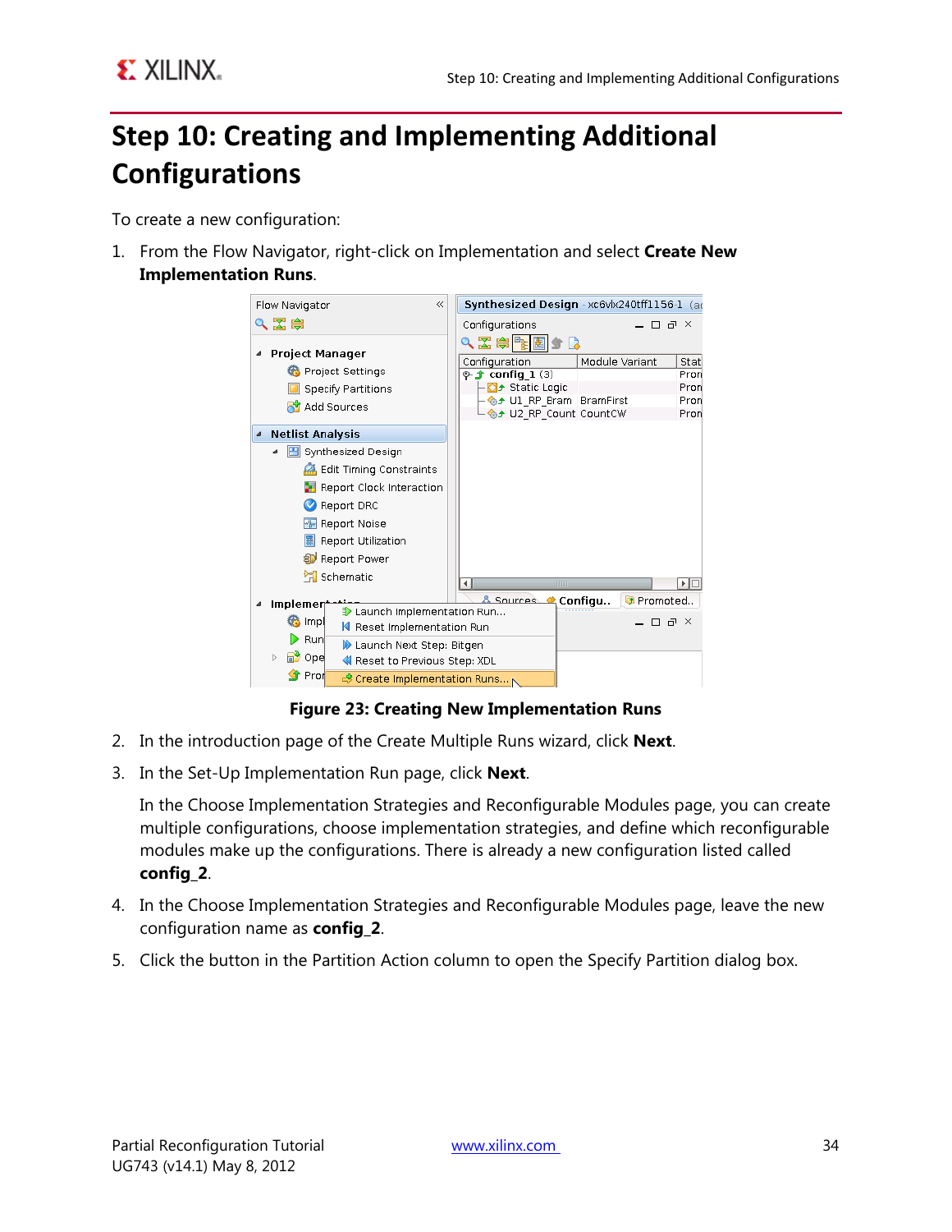# Step 10: Creating and Implementing Additional Configurations

To create a new configuration:

1. From the Flow Navigator, right-click on Implementation and select **Create New Implementation Runs**.

**Figure 23: Creating New Implementation Runs**

2. In the introduction page of the Create Multiple Runs wizard, click **Next**.
3. In the Set-Up Implementation Run page, click **Next**.

   In the Choose Implementation Strategies and Reconfigurable Modules page, you can create multiple configurations, choose implementation strategies, and define which reconfigurable modules make up the configurations. There is already a new configuration listed called **config_2**.

4. In the Choose Implementation Strategies and Reconfigurable Modules page, leave the new configuration name as **config_2**.
5. Click the button in the Partition Action column to open the Specify Partition dialog box.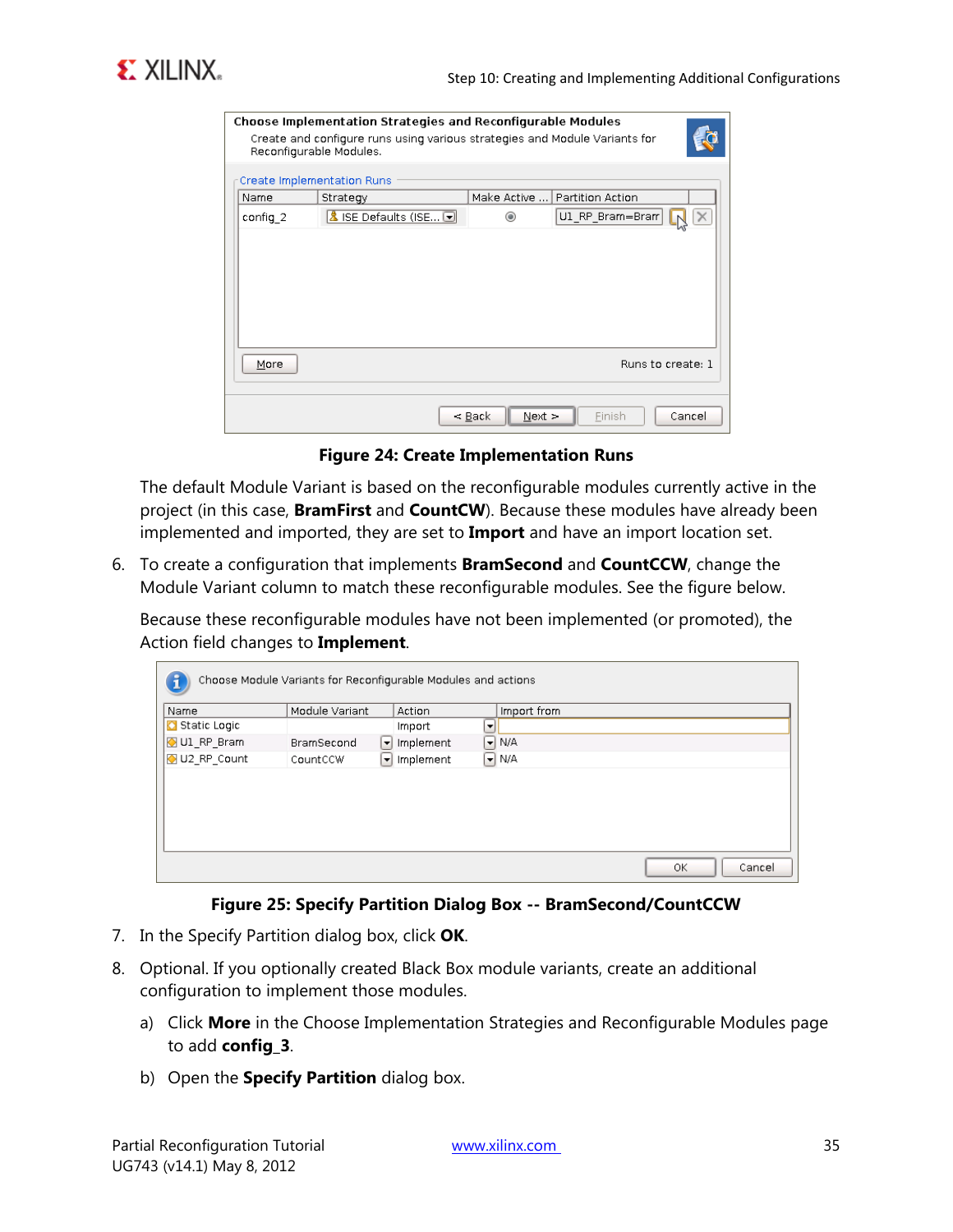**Figure 24: Create Implementation Runs**

The default Module Variant is based on the reconfigurable modules currently active in the project (in this case, **BramFirst** and **CountCW**). Because these modules have already been implemented and imported, they are set to **Import** and have an import location set.

6. To create a configuration that implements **BramSecond** and **CountCCW**, change the Module Variant column to match these reconfigurable modules. See the figure below.

   Because these reconfigurable modules have not been implemented (or promoted), the Action field changes to **Implement**.

**Figure 25: Specify Partition Dialog Box -- BramSecond/CountCCW**

7. In the Specify Partition dialog box, click **OK**.
8. Optional. If you optionally created Black Box module variants, create an additional configuration to implement those modules.
   a) Click **More** in the Choose Implementation Strategies and Reconfigurable Modules page to add **config_3**.
   b) Open the **Specify Partition** dialog box.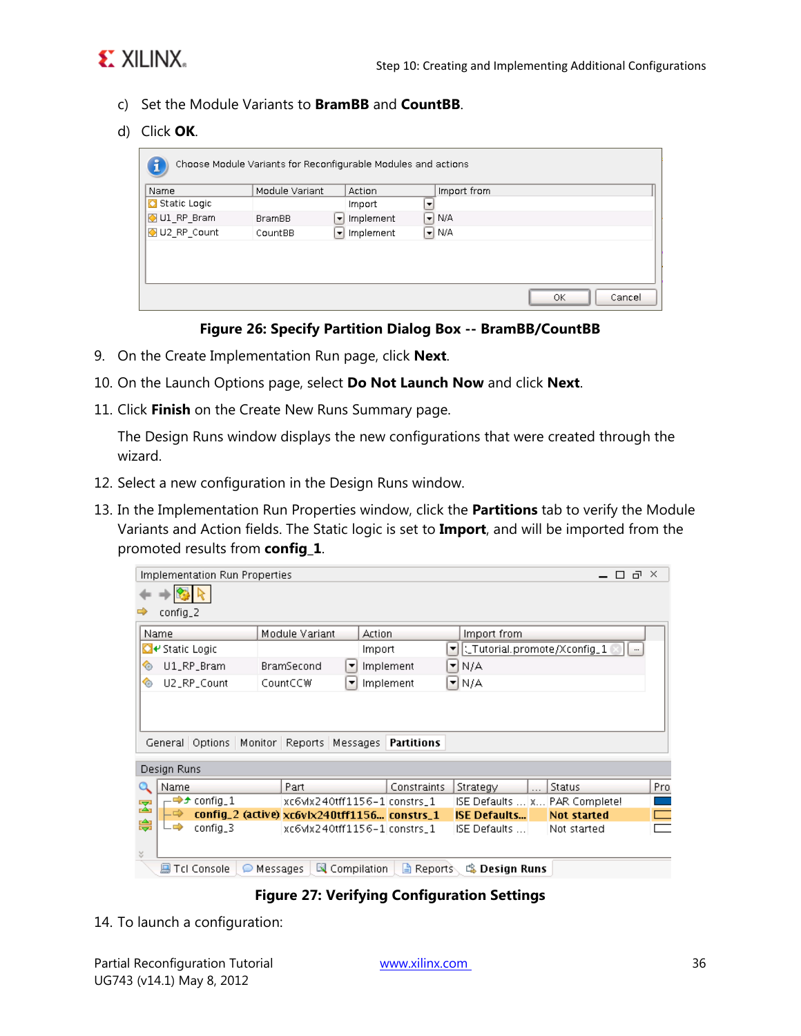c) Set the Module Variants to **BramBB** and **CountBB**.

d) Click **OK**.

**Figure 26: Specify Partition Dialog Box -- BramBB/CountBB**

9. On the Create Implementation Run page, click **Next**.

10. On the Launch Options page, select **Do Not Launch Now** and click **Next**.

11. Click **Finish** on the Create New Runs Summary page.

    The Design Runs window displays the new configurations that were created through the wizard.

12. Select a new configuration in the Design Runs window.

13. In the Implementation Run Properties window, click the **Partitions** tab to verify the Module Variants and Action fields. The Static logic is set to **Import**, and will be imported from the promoted results from **config_1**.

**Figure 27: Verifying Configuration Settings**

14. To launch a configuration: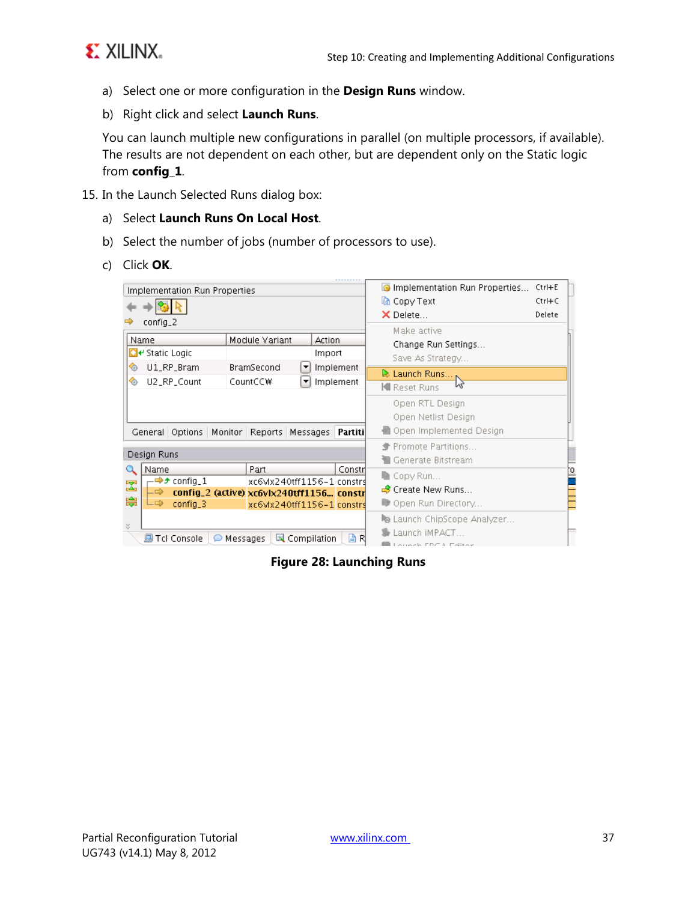a) Select one or more configuration in the **Design Runs** window.

b) Right click and select **Launch Runs**.

You can launch multiple new configurations in parallel (on multiple processors, if available). The results are not dependent on each other, but are dependent only on the Static logic from **config_1**.

15. In the Launch Selected Runs dialog box:

a) Select **Launch Runs On Local Host**.

b) Select the number of jobs (number of processors to use).

c) Click **OK**.

**Figure 28: Launching Runs**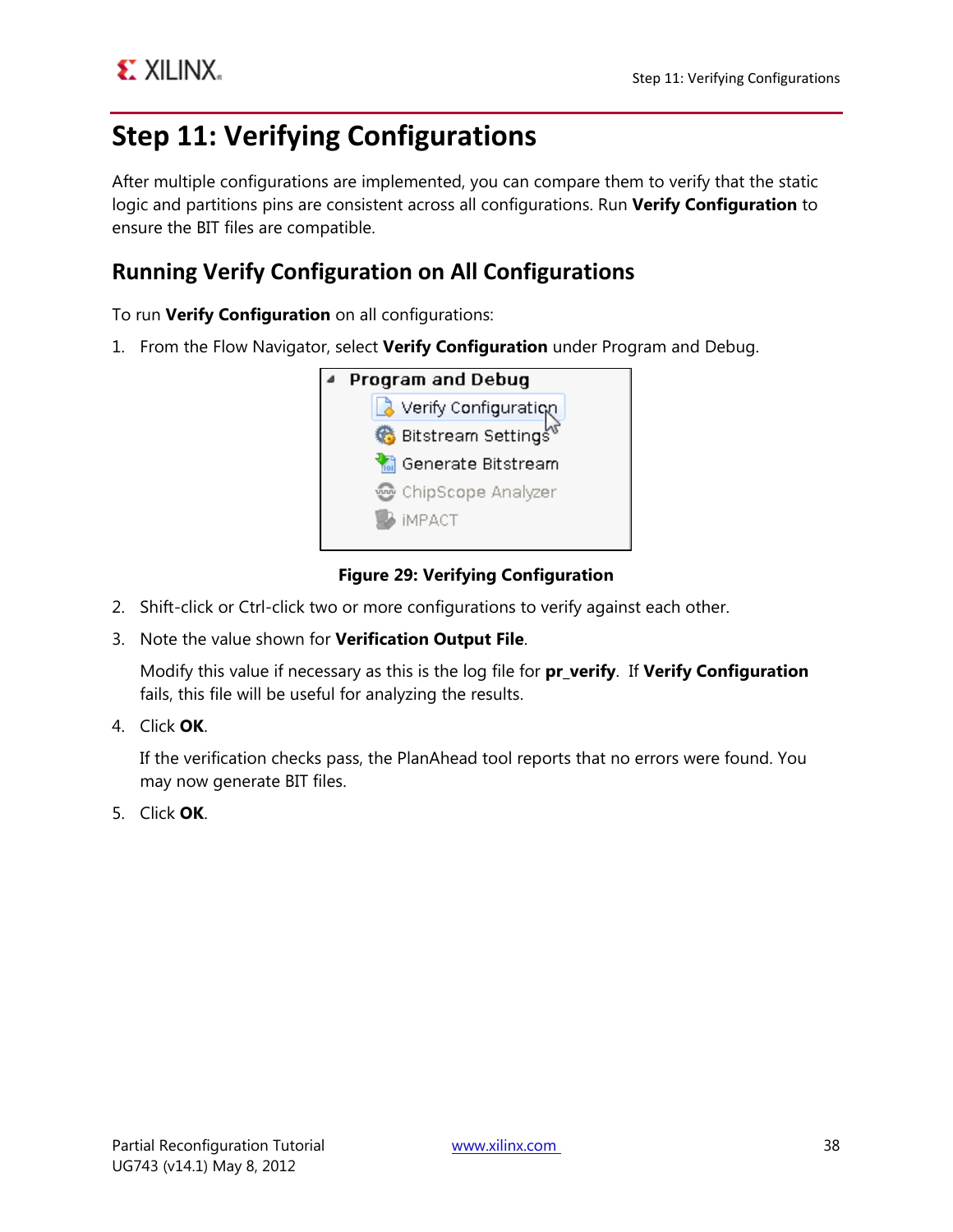# Step 11: Verifying Configurations

After multiple configurations are implemented, you can compare them to verify that the static logic and partitions pins are consistent across all configurations. Run **Verify Configuration** to ensure the BIT files are compatible.

## Running Verify Configuration on All Configurations

To run **Verify Configuration** on all configurations:

1. From the Flow Navigator, select **Verify Configuration** under Program and Debug.

**Figure 29: Verifying Configuration**

2. Shift-click or Ctrl-click two or more configurations to verify against each other.
3. Note the value shown for **Verification Output File**.

   Modify this value if necessary as this is the log file for **pr_verify**. If **Verify Configuration** fails, this file will be useful for analyzing the results.

4. Click **OK**.

   If the verification checks pass, the PlanAhead tool reports that no errors were found. You may now generate BIT files.

5. Click **OK**.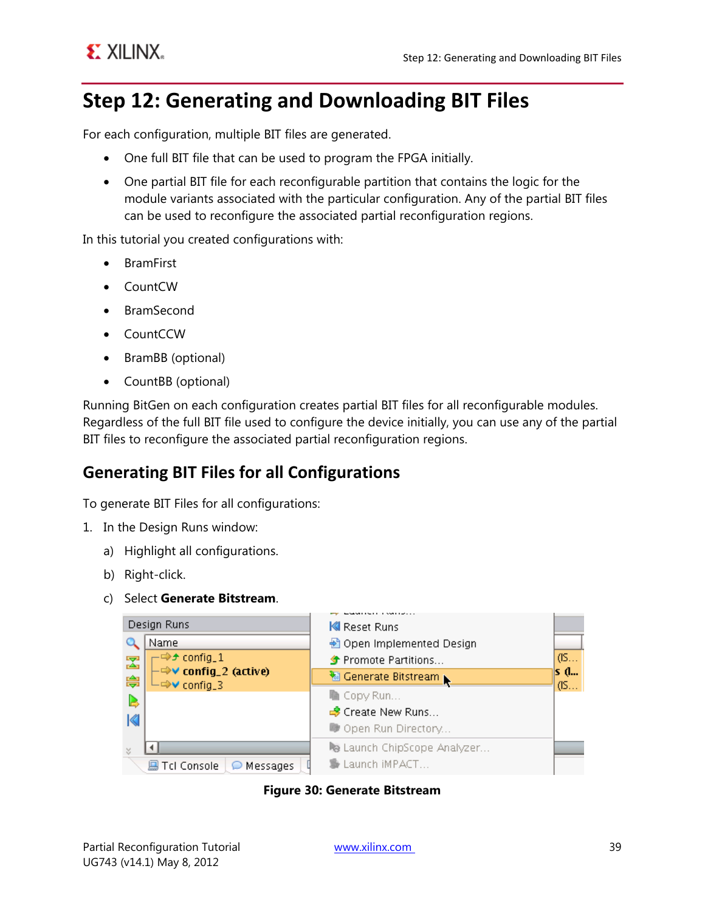# Step 12: Generating and Downloading BIT Files

For each configuration, multiple BIT files are generated.

- One full BIT file that can be used to program the FPGA initially.
- One partial BIT file for each reconfigurable partition that contains the logic for the module variants associated with the particular configuration. Any of the partial BIT files can be used to reconfigure the associated partial reconfiguration regions.

In this tutorial you created configurations with:

- BramFirst
- CountCW
- BramSecond
- CountCCW
- BramBB (optional)
- CountBB (optional)

Running BitGen on each configuration creates partial BIT files for all reconfigurable modules. Regardless of the full BIT file used to configure the device initially, you can use any of the partial BIT files to reconfigure the associated partial reconfiguration regions.

## Generating BIT Files for all Configurations

To generate BIT Files for all configurations:

1. In the Design Runs window:
   a) Highlight all configurations.
   b) Right-click.
   c) Select **Generate Bitstream**.

**Figure 30: Generate Bitstream**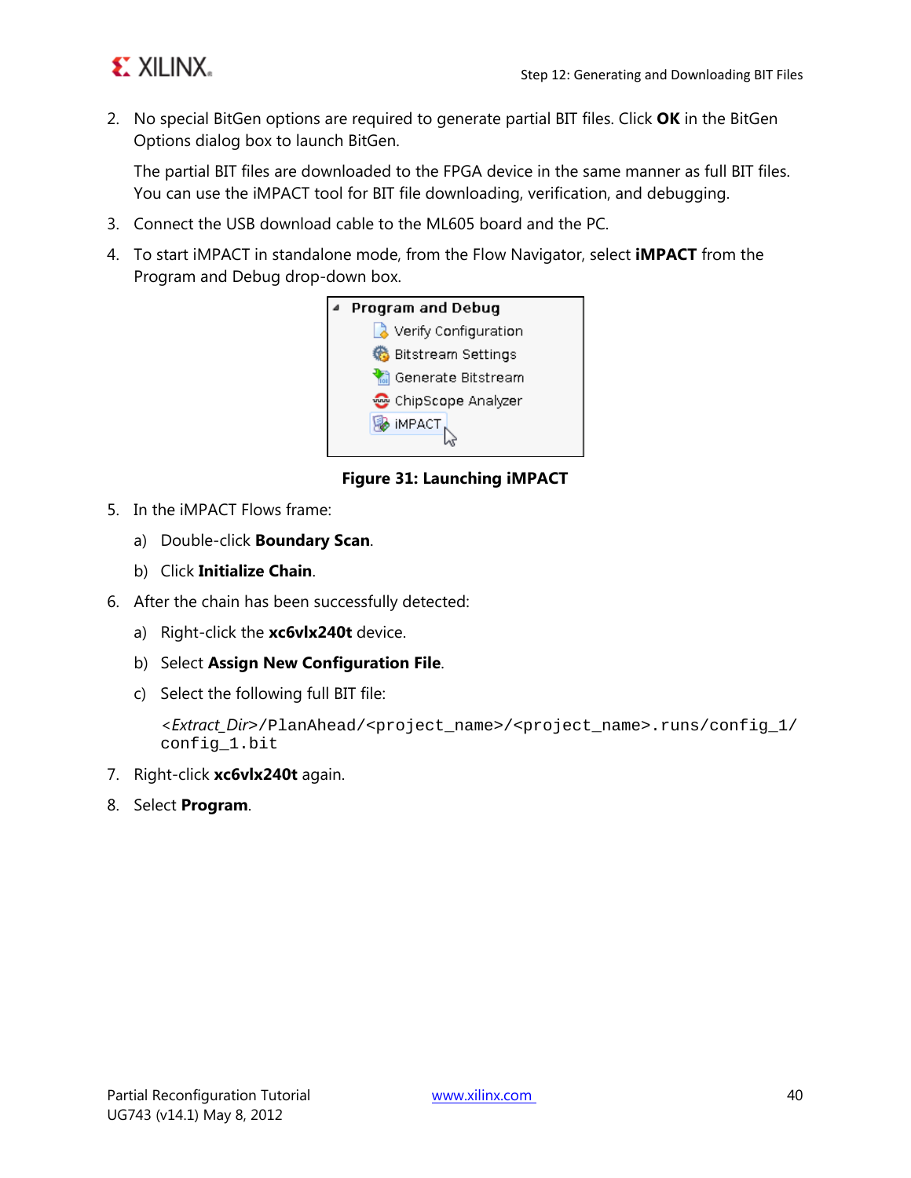2. No special BitGen options are required to generate partial BIT files. Click **OK** in the BitGen Options dialog box to launch BitGen.

   The partial BIT files are downloaded to the FPGA device in the same manner as full BIT files. You can use the iMPACT tool for BIT file downloading, verification, and debugging.

3. Connect the USB download cable to the ML605 board and the PC.
4. To start iMPACT in standalone mode, from the Flow Navigator, select **iMPACT** from the Program and Debug drop-down box.

**Figure 31: Launching iMPACT**

5. In the iMPACT Flows frame:
   a) Double-click **Boundary Scan**.
   b) Click **Initialize Chain**.
6. After the chain has been successfully detected:
   a) Right-click the **xc6vlx240t** device.
   b) Select **Assign New Configuration File**.
   c) Select the following full BIT file:

   *<Extract_Dir>*`/PlanAhead/<project_name>/<project_name>.runs/config_1/config_1.bit`

7. Right-click **xc6vlx240t** again.
8. Select **Program**.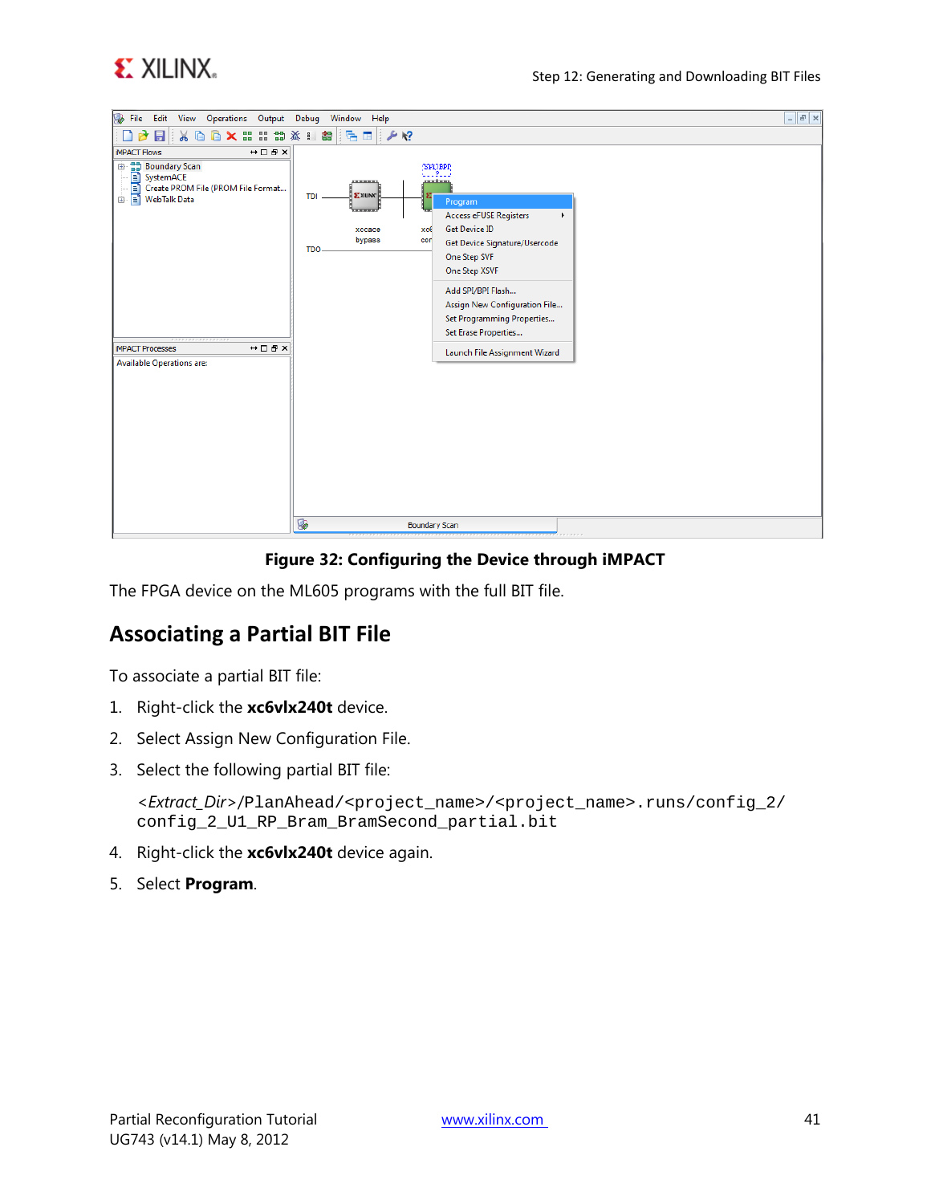**Figure 32: Configuring the Device through iMPACT**

The FPGA device on the ML605 programs with the full BIT file.

## Associating a Partial BIT File

To associate a partial BIT file:

1. Right-click the **xc6vlx240t** device.
2. Select Assign New Configuration File.
3. Select the following partial BIT file:

   *<Extract_Dir>*`/PlanAhead/<project_name>/<project_name>.runs/config_2/config_2_U1_RP_Bram_BramSecond_partial.bit`

4. Right-click the **xc6vlx240t** device again.
5. Select **Program**.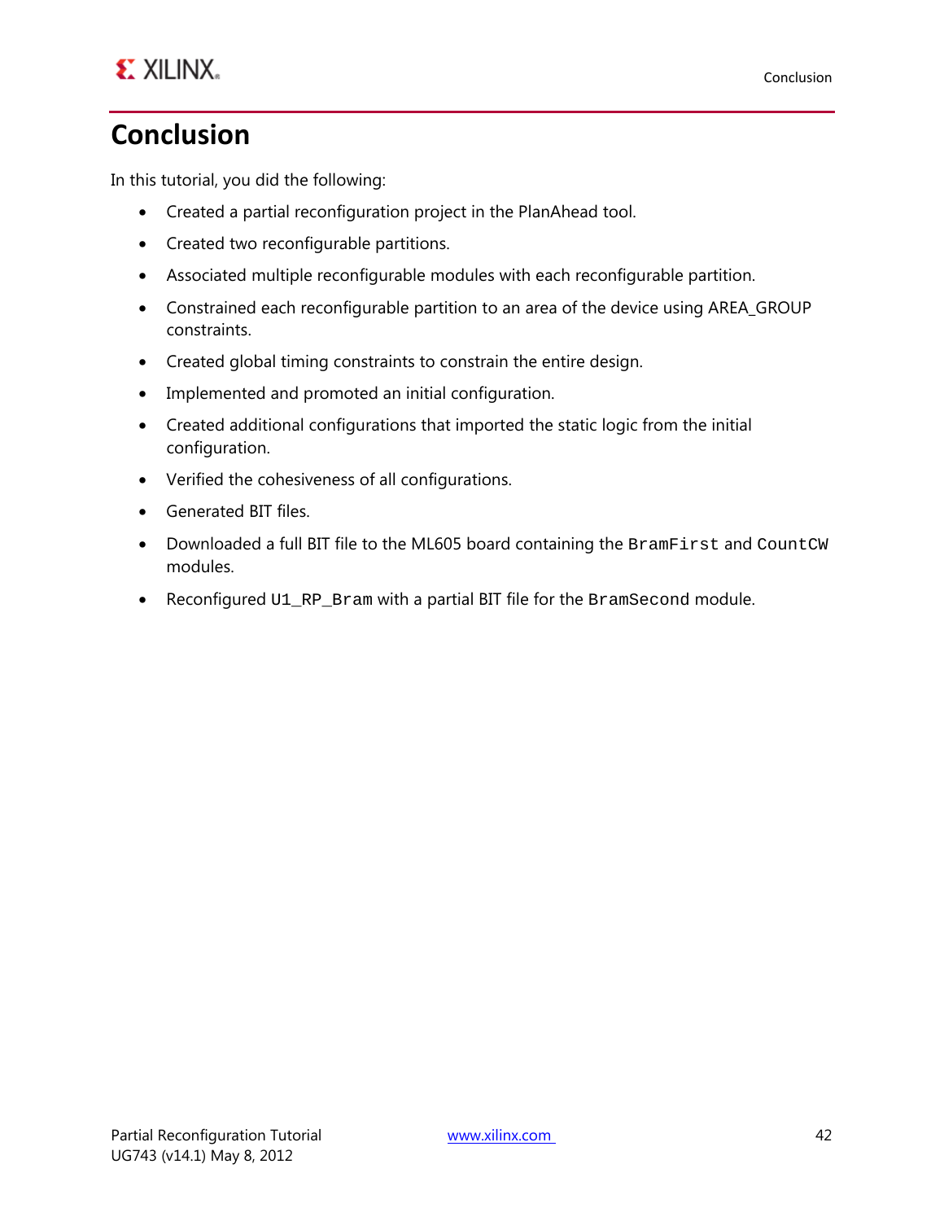# Conclusion

In this tutorial, you did the following:

- Created a partial reconfiguration project in the PlanAhead tool.
- Created two reconfigurable partitions.
- Associated multiple reconfigurable modules with each reconfigurable partition.
- Constrained each reconfigurable partition to an area of the device using AREA_GROUP constraints.
- Created global timing constraints to constrain the entire design.
- Implemented and promoted an initial configuration.
- Created additional configurations that imported the static logic from the initial configuration.
- Verified the cohesiveness of all configurations.
- Generated BIT files.
- Downloaded a full BIT file to the ML605 board containing the `BramFirst` and `CountCW` modules.
- Reconfigured `U1_RP_Bram` with a partial BIT file for the `BramSecond` module.